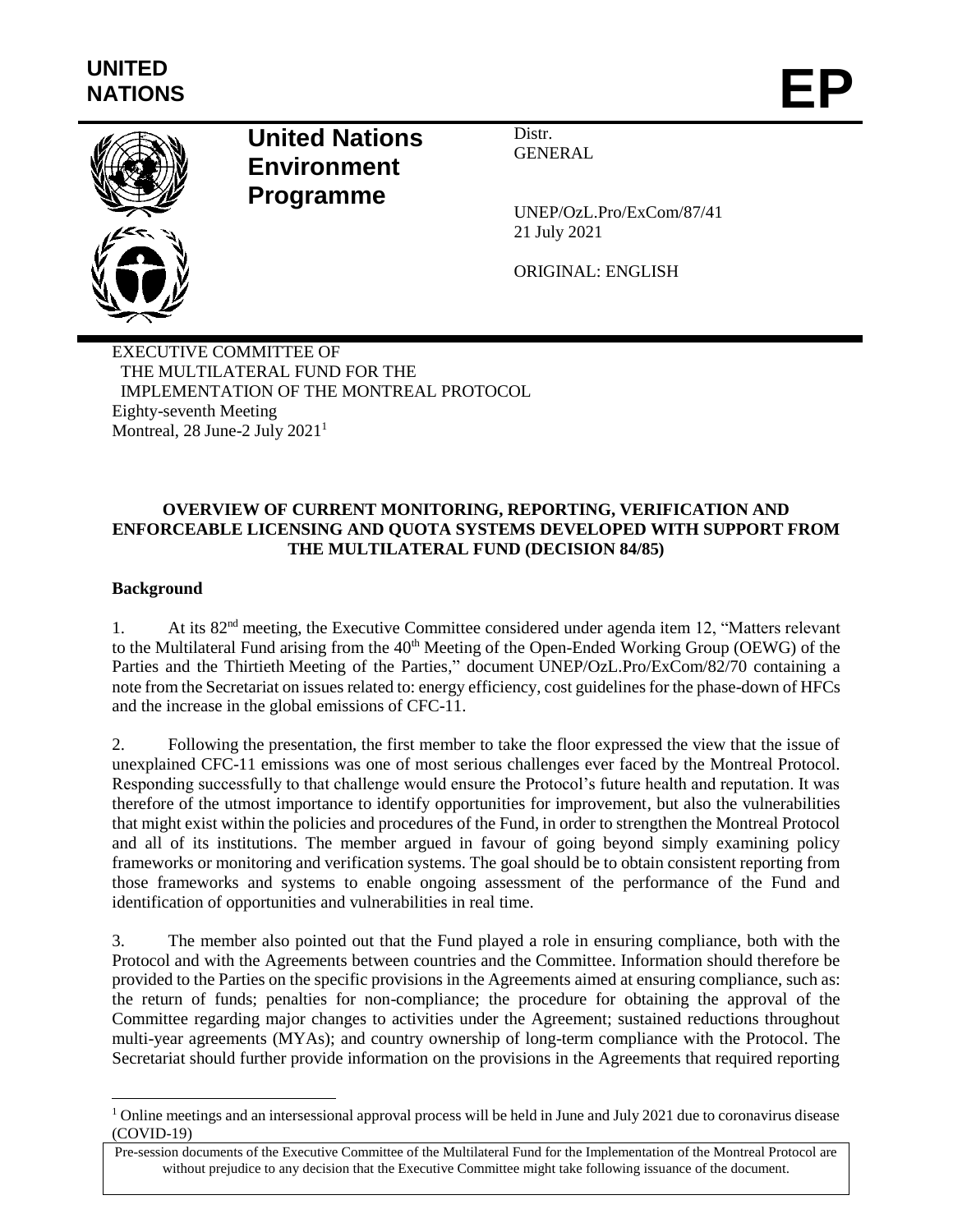UNITED NATIONS

EP

# United Nations Environment Programme

Distr.
GENERAL

UNEP/OzL.Pro/ExCom/87/41
21 July 2021

ORIGINAL: ENGLISH

EXECUTIVE COMMITTEE OF
THE MULTILATERAL FUND FOR THE
IMPLEMENTATION OF THE MONTREAL PROTOCOL
Eighty-seventh Meeting
Montreal, 28 June-2 July 2021[1]

## OVERVIEW OF CURRENT MONITORING, REPORTING, VERIFICATION AND ENFORCEABLE LICENSING AND QUOTA SYSTEMS DEVELOPED WITH SUPPORT FROM THE MULTILATERAL FUND (DECISION 84/85)

### Background

1. At its 82nd meeting, the Executive Committee considered under agenda item 12, "Matters relevant to the Multilateral Fund arising from the 40th Meeting of the Open-Ended Working Group (OEWG) of the Parties and the Thirtieth Meeting of the Parties," document UNEP/OzL.Pro/ExCom/82/70 containing a note from the Secretariat on issues related to: energy efficiency, cost guidelines for the phase-down of HFCs and the increase in the global emissions of CFC-11.

2. Following the presentation, the first member to take the floor expressed the view that the issue of unexplained CFC-11 emissions was one of most serious challenges ever faced by the Montreal Protocol. Responding successfully to that challenge would ensure the Protocol's future health and reputation. It was therefore of the utmost importance to identify opportunities for improvement, but also the vulnerabilities that might exist within the policies and procedures of the Fund, in order to strengthen the Montreal Protocol and all of its institutions. The member argued in favour of going beyond simply examining policy frameworks or monitoring and verification systems. The goal should be to obtain consistent reporting from those frameworks and systems to enable ongoing assessment of the performance of the Fund and identification of opportunities and vulnerabilities in real time.

3. The member also pointed out that the Fund played a role in ensuring compliance, both with the Protocol and with the Agreements between countries and the Committee. Information should therefore be provided to the Parties on the specific provisions in the Agreements aimed at ensuring compliance, such as: the return of funds; penalties for non-compliance; the procedure for obtaining the approval of the Committee regarding major changes to activities under the Agreement; sustained reductions throughout multi-year agreements (MYAs); and country ownership of long-term compliance with the Protocol. The Secretariat should further provide information on the provisions in the Agreements that required reporting

[1] Online meetings and an intersessional approval process will be held in June and July 2021 due to coronavirus disease (COVID-19)

Pre-session documents of the Executive Committee of the Multilateral Fund for the Implementation of the Montreal Protocol are without prejudice to any decision that the Executive Committee might take following issuance of the document.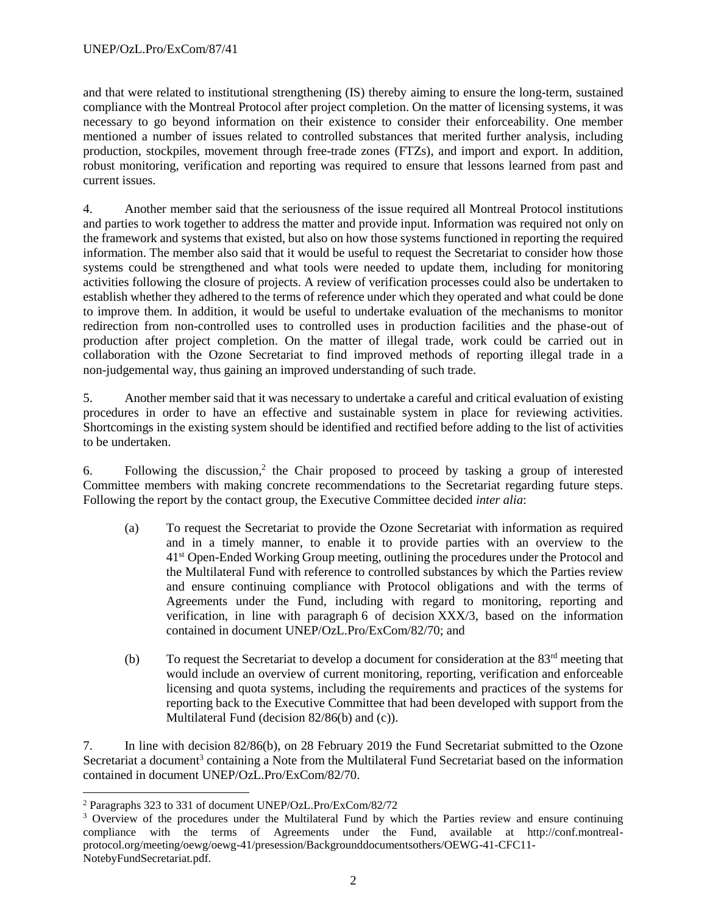and that were related to institutional strengthening (IS) thereby aiming to ensure the long-term, sustained compliance with the Montreal Protocol after project completion. On the matter of licensing systems, it was necessary to go beyond information on their existence to consider their enforceability. One member mentioned a number of issues related to controlled substances that merited further analysis, including production, stockpiles, movement through free-trade zones (FTZs), and import and export. In addition, robust monitoring, verification and reporting was required to ensure that lessons learned from past and current issues.

4. Another member said that the seriousness of the issue required all Montreal Protocol institutions and parties to work together to address the matter and provide input. Information was required not only on the framework and systems that existed, but also on how those systems functioned in reporting the required information. The member also said that it would be useful to request the Secretariat to consider how those systems could be strengthened and what tools were needed to update them, including for monitoring activities following the closure of projects. A review of verification processes could also be undertaken to establish whether they adhered to the terms of reference under which they operated and what could be done to improve them. In addition, it would be useful to undertake evaluation of the mechanisms to monitor redirection from non-controlled uses to controlled uses in production facilities and the phase-out of production after project completion. On the matter of illegal trade, work could be carried out in collaboration with the Ozone Secretariat to find improved methods of reporting illegal trade in a non-judgemental way, thus gaining an improved understanding of such trade.

5. Another member said that it was necessary to undertake a careful and critical evaluation of existing procedures in order to have an effective and sustainable system in place for reviewing activities. Shortcomings in the existing system should be identified and rectified before adding to the list of activities to be undertaken.

6. Following the discussion,[2] the Chair proposed to proceed by tasking a group of interested Committee members with making concrete recommendations to the Secretariat regarding future steps. Following the report by the contact group, the Executive Committee decided *inter alia*:

(a) To request the Secretariat to provide the Ozone Secretariat with information as required and in a timely manner, to enable it to provide parties with an overview to the 41st Open-Ended Working Group meeting, outlining the procedures under the Protocol and the Multilateral Fund with reference to controlled substances by which the Parties review and ensure continuing compliance with Protocol obligations and with the terms of Agreements under the Fund, including with regard to monitoring, reporting and verification, in line with paragraph 6 of decision XXX/3, based on the information contained in document UNEP/OzL.Pro/ExCom/82/70; and

(b) To request the Secretariat to develop a document for consideration at the 83rd meeting that would include an overview of current monitoring, reporting, verification and enforceable licensing and quota systems, including the requirements and practices of the systems for reporting back to the Executive Committee that had been developed with support from the Multilateral Fund (decision 82/86(b) and (c)).

7. In line with decision 82/86(b), on 28 February 2019 the Fund Secretariat submitted to the Ozone Secretariat a document[3] containing a Note from the Multilateral Fund Secretariat based on the information contained in document UNEP/OzL.Pro/ExCom/82/70.

---

[2] Paragraphs 323 to 331 of document UNEP/OzL.Pro/ExCom/82/72

[3] Overview of the procedures under the Multilateral Fund by which the Parties review and ensure continuing compliance with the terms of Agreements under the Fund, available at http://conf.montreal-protocol.org/meeting/oewg/oewg-41/presession/Backgrounddocumentsothers/OEWG-41-CFC11-NotebyFundSecretariat.pdf.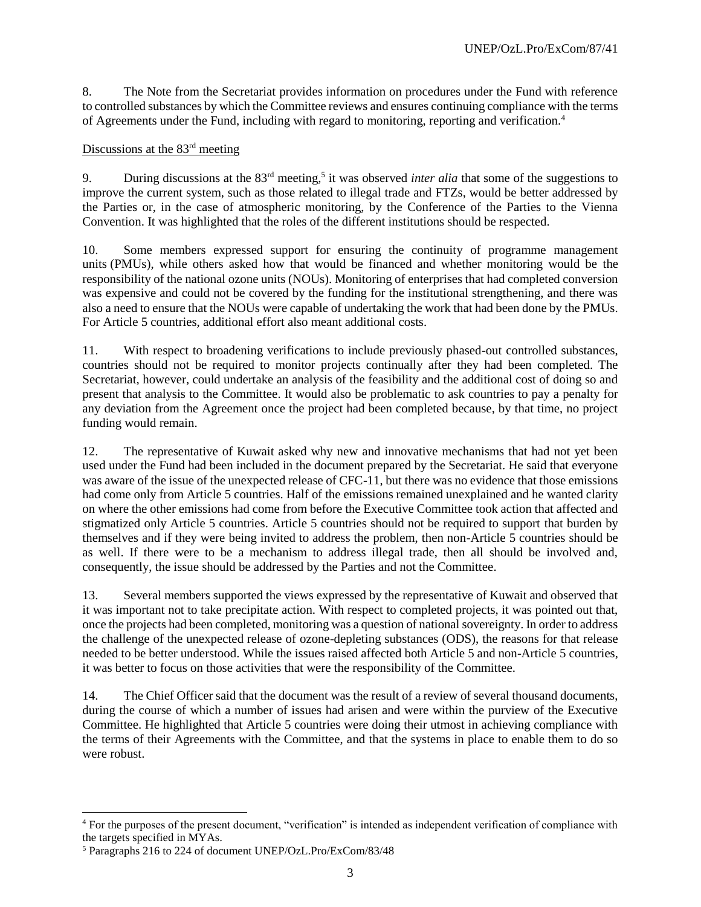8. The Note from the Secretariat provides information on procedures under the Fund with reference to controlled substances by which the Committee reviews and ensures continuing compliance with the terms of Agreements under the Fund, including with regard to monitoring, reporting and verification.[4]

Discussions at the 83rd meeting

9. During discussions at the 83rd meeting,[5] it was observed *inter alia* that some of the suggestions to improve the current system, such as those related to illegal trade and FTZs, would be better addressed by the Parties or, in the case of atmospheric monitoring, by the Conference of the Parties to the Vienna Convention. It was highlighted that the roles of the different institutions should be respected.

10. Some members expressed support for ensuring the continuity of programme management units (PMUs), while others asked how that would be financed and whether monitoring would be the responsibility of the national ozone units (NOUs). Monitoring of enterprises that had completed conversion was expensive and could not be covered by the funding for the institutional strengthening, and there was also a need to ensure that the NOUs were capable of undertaking the work that had been done by the PMUs. For Article 5 countries, additional effort also meant additional costs.

11. With respect to broadening verifications to include previously phased-out controlled substances, countries should not be required to monitor projects continually after they had been completed. The Secretariat, however, could undertake an analysis of the feasibility and the additional cost of doing so and present that analysis to the Committee. It would also be problematic to ask countries to pay a penalty for any deviation from the Agreement once the project had been completed because, by that time, no project funding would remain.

12. The representative of Kuwait asked why new and innovative mechanisms that had not yet been used under the Fund had been included in the document prepared by the Secretariat. He said that everyone was aware of the issue of the unexpected release of CFC-11, but there was no evidence that those emissions had come only from Article 5 countries. Half of the emissions remained unexplained and he wanted clarity on where the other emissions had come from before the Executive Committee took action that affected and stigmatized only Article 5 countries. Article 5 countries should not be required to support that burden by themselves and if they were being invited to address the problem, then non-Article 5 countries should be as well. If there were to be a mechanism to address illegal trade, then all should be involved and, consequently, the issue should be addressed by the Parties and not the Committee.

13. Several members supported the views expressed by the representative of Kuwait and observed that it was important not to take precipitate action. With respect to completed projects, it was pointed out that, once the projects had been completed, monitoring was a question of national sovereignty. In order to address the challenge of the unexpected release of ozone-depleting substances (ODS), the reasons for that release needed to be better understood. While the issues raised affected both Article 5 and non-Article 5 countries, it was better to focus on those activities that were the responsibility of the Committee.

14. The Chief Officer said that the document was the result of a review of several thousand documents, during the course of which a number of issues had arisen and were within the purview of the Executive Committee. He highlighted that Article 5 countries were doing their utmost in achieving compliance with the terms of their Agreements with the Committee, and that the systems in place to enable them to do so were robust.

---

[4] For the purposes of the present document, "verification" is intended as independent verification of compliance with the targets specified in MYAs.

[5] Paragraphs 216 to 224 of document UNEP/OzL.Pro/ExCom/83/48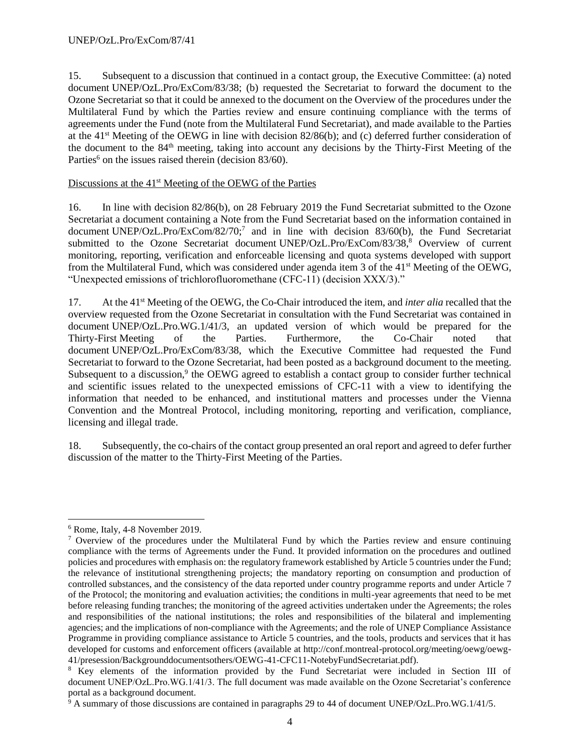15. Subsequent to a discussion that continued in a contact group, the Executive Committee: (a) noted document UNEP/OzL.Pro/ExCom/83/38; (b) requested the Secretariat to forward the document to the Ozone Secretariat so that it could be annexed to the document on the Overview of the procedures under the Multilateral Fund by which the Parties review and ensure continuing compliance with the terms of agreements under the Fund (note from the Multilateral Fund Secretariat), and made available to the Parties at the 41st Meeting of the OEWG in line with decision 82/86(b); and (c) deferred further consideration of the document to the 84th meeting, taking into account any decisions by the Thirty-First Meeting of the Parties[6] on the issues raised therein (decision 83/60).

Discussions at the 41st Meeting of the OEWG of the Parties

16. In line with decision 82/86(b), on 28 February 2019 the Fund Secretariat submitted to the Ozone Secretariat a document containing a Note from the Fund Secretariat based on the information contained in document UNEP/OzL.Pro/ExCom/82/70;[7] and in line with decision 83/60(b), the Fund Secretariat submitted to the Ozone Secretariat document UNEP/OzL.Pro/ExCom/83/38,[8] Overview of current monitoring, reporting, verification and enforceable licensing and quota systems developed with support from the Multilateral Fund, which was considered under agenda item 3 of the 41st Meeting of the OEWG, "Unexpected emissions of trichlorofluoromethane (CFC-11) (decision XXX/3)."

17. At the 41st Meeting of the OEWG, the Co-Chair introduced the item, and *inter alia* recalled that the overview requested from the Ozone Secretariat in consultation with the Fund Secretariat was contained in document UNEP/OzL.Pro.WG.1/41/3, an updated version of which would be prepared for the Thirty-First Meeting of the Parties. Furthermore, the Co-Chair noted that document UNEP/OzL.Pro/ExCom/83/38, which the Executive Committee had requested the Fund Secretariat to forward to the Ozone Secretariat, had been posted as a background document to the meeting. Subsequent to a discussion,[9] the OEWG agreed to establish a contact group to consider further technical and scientific issues related to the unexpected emissions of CFC-11 with a view to identifying the information that needed to be enhanced, and institutional matters and processes under the Vienna Convention and the Montreal Protocol, including monitoring, reporting and verification, compliance, licensing and illegal trade.

18. Subsequently, the co-chairs of the contact group presented an oral report and agreed to defer further discussion of the matter to the Thirty-First Meeting of the Parties.

---

[6] Rome, Italy, 4-8 November 2019.

[7] Overview of the procedures under the Multilateral Fund by which the Parties review and ensure continuing compliance with the terms of Agreements under the Fund. It provided information on the procedures and outlined policies and procedures with emphasis on: the regulatory framework established by Article 5 countries under the Fund; the relevance of institutional strengthening projects; the mandatory reporting on consumption and production of controlled substances, and the consistency of the data reported under country programme reports and under Article 7 of the Protocol; the monitoring and evaluation activities; the conditions in multi-year agreements that need to be met before releasing funding tranches; the monitoring of the agreed activities undertaken under the Agreements; the roles and responsibilities of the national institutions; the roles and responsibilities of the bilateral and implementing agencies; and the implications of non-compliance with the Agreements; and the role of UNEP Compliance Assistance Programme in providing compliance assistance to Article 5 countries, and the tools, products and services that it has developed for customs and enforcement officers (available at http://conf.montreal-protocol.org/meeting/oewg/oewg-41/presession/Backgrounddocumentsothers/OEWG-41-CFC11-NotebyFundSecretariat.pdf).

[8] Key elements of the information provided by the Fund Secretariat were included in Section III of document UNEP/OzL.Pro.WG.1/41/3. The full document was made available on the Ozone Secretariat's conference portal as a background document.

[9] A summary of those discussions are contained in paragraphs 29 to 44 of document UNEP/OzL.Pro.WG.1/41/5.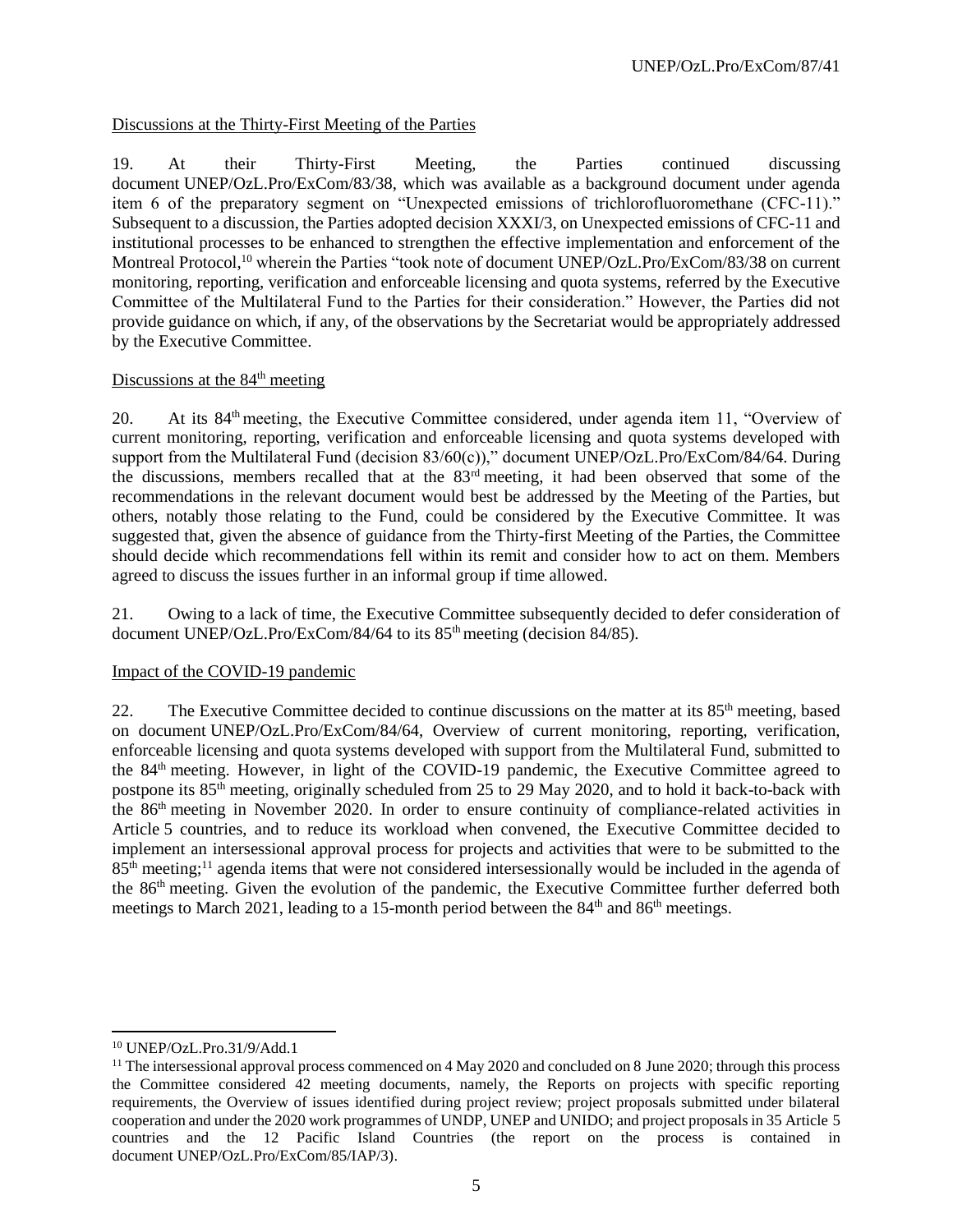Discussions at the Thirty-First Meeting of the Parties

19. At their Thirty-First Meeting, the Parties continued discussing document UNEP/OzL.Pro/ExCom/83/38, which was available as a background document under agenda item 6 of the preparatory segment on "Unexpected emissions of trichlorofluoromethane (CFC-11)." Subsequent to a discussion, the Parties adopted decision XXXI/3, on Unexpected emissions of CFC-11 and institutional processes to be enhanced to strengthen the effective implementation and enforcement of the Montreal Protocol,[10] wherein the Parties "took note of document UNEP/OzL.Pro/ExCom/83/38 on current monitoring, reporting, verification and enforceable licensing and quota systems, referred by the Executive Committee of the Multilateral Fund to the Parties for their consideration." However, the Parties did not provide guidance on which, if any, of the observations by the Secretariat would be appropriately addressed by the Executive Committee.

Discussions at the 84th meeting

20. At its 84th meeting, the Executive Committee considered, under agenda item 11, "Overview of current monitoring, reporting, verification and enforceable licensing and quota systems developed with support from the Multilateral Fund (decision 83/60(c))," document UNEP/OzL.Pro/ExCom/84/64. During the discussions, members recalled that at the 83rd meeting, it had been observed that some of the recommendations in the relevant document would best be addressed by the Meeting of the Parties, but others, notably those relating to the Fund, could be considered by the Executive Committee. It was suggested that, given the absence of guidance from the Thirty-first Meeting of the Parties, the Committee should decide which recommendations fell within its remit and consider how to act on them. Members agreed to discuss the issues further in an informal group if time allowed.

21. Owing to a lack of time, the Executive Committee subsequently decided to defer consideration of document UNEP/OzL.Pro/ExCom/84/64 to its 85th meeting (decision 84/85).

Impact of the COVID-19 pandemic

22. The Executive Committee decided to continue discussions on the matter at its 85th meeting, based on document UNEP/OzL.Pro/ExCom/84/64, Overview of current monitoring, reporting, verification, enforceable licensing and quota systems developed with support from the Multilateral Fund, submitted to the 84th meeting. However, in light of the COVID-19 pandemic, the Executive Committee agreed to postpone its 85th meeting, originally scheduled from 25 to 29 May 2020, and to hold it back-to-back with the 86th meeting in November 2020. In order to ensure continuity of compliance-related activities in Article 5 countries, and to reduce its workload when convened, the Executive Committee decided to implement an intersessional approval process for projects and activities that were to be submitted to the 85th meeting;[11] agenda items that were not considered intersessionally would be included in the agenda of the 86th meeting. Given the evolution of the pandemic, the Executive Committee further deferred both meetings to March 2021, leading to a 15-month period between the 84th and 86th meetings.

---

[10] UNEP/OzL.Pro.31/9/Add.1

[11] The intersessional approval process commenced on 4 May 2020 and concluded on 8 June 2020; through this process the Committee considered 42 meeting documents, namely, the Reports on projects with specific reporting requirements, the Overview of issues identified during project review; project proposals submitted under bilateral cooperation and under the 2020 work programmes of UNDP, UNEP and UNIDO; and project proposals in 35 Article 5 countries and the 12 Pacific Island Countries (the report on the process is contained in document UNEP/OzL.Pro/ExCom/85/IAP/3).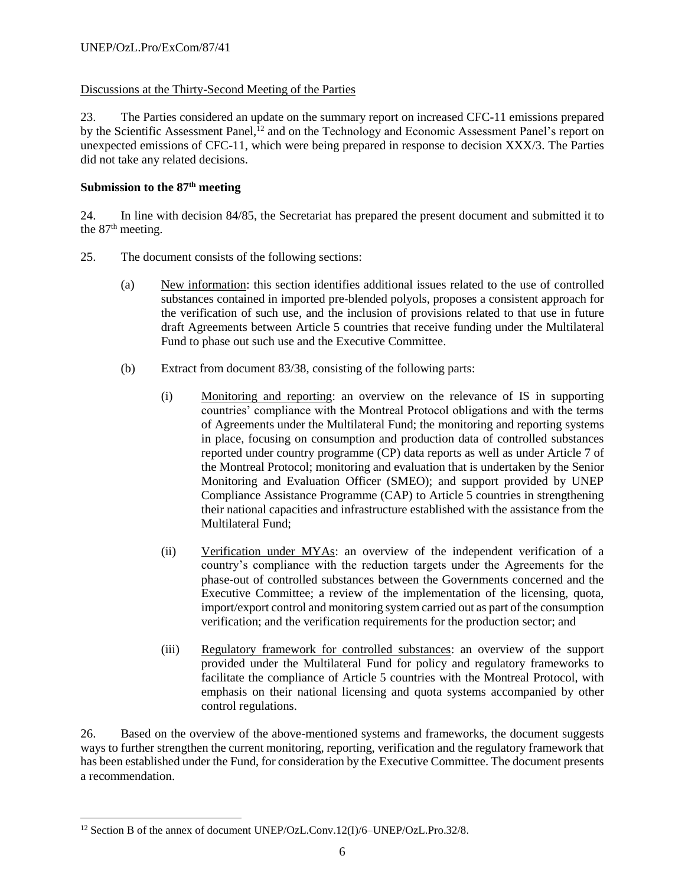Discussions at the Thirty-Second Meeting of the Parties

23. The Parties considered an update on the summary report on increased CFC-11 emissions prepared by the Scientific Assessment Panel,[12] and on the Technology and Economic Assessment Panel's report on unexpected emissions of CFC-11, which were being prepared in response to decision XXX/3. The Parties did not take any related decisions.

**Submission to the 87th meeting**

24. In line with decision 84/85, the Secretariat has prepared the present document and submitted it to the 87th meeting.

25. The document consists of the following sections:

(a) New information: this section identifies additional issues related to the use of controlled substances contained in imported pre-blended polyols, proposes a consistent approach for the verification of such use, and the inclusion of provisions related to that use in future draft Agreements between Article 5 countries that receive funding under the Multilateral Fund to phase out such use and the Executive Committee.

(b) Extract from document 83/38, consisting of the following parts:

(i) Monitoring and reporting: an overview on the relevance of IS in supporting countries' compliance with the Montreal Protocol obligations and with the terms of Agreements under the Multilateral Fund; the monitoring and reporting systems in place, focusing on consumption and production data of controlled substances reported under country programme (CP) data reports as well as under Article 7 of the Montreal Protocol; monitoring and evaluation that is undertaken by the Senior Monitoring and Evaluation Officer (SMEO); and support provided by UNEP Compliance Assistance Programme (CAP) to Article 5 countries in strengthening their national capacities and infrastructure established with the assistance from the Multilateral Fund;

(ii) Verification under MYAs: an overview of the independent verification of a country's compliance with the reduction targets under the Agreements for the phase-out of controlled substances between the Governments concerned and the Executive Committee; a review of the implementation of the licensing, quota, import/export control and monitoring system carried out as part of the consumption verification; and the verification requirements for the production sector; and

(iii) Regulatory framework for controlled substances: an overview of the support provided under the Multilateral Fund for policy and regulatory frameworks to facilitate the compliance of Article 5 countries with the Montreal Protocol, with emphasis on their national licensing and quota systems accompanied by other control regulations.

26. Based on the overview of the above-mentioned systems and frameworks, the document suggests ways to further strengthen the current monitoring, reporting, verification and the regulatory framework that has been established under the Fund, for consideration by the Executive Committee. The document presents a recommendation.

---

[12] Section B of the annex of document UNEP/OzL.Conv.12(I)/6–UNEP/OzL.Pro.32/8.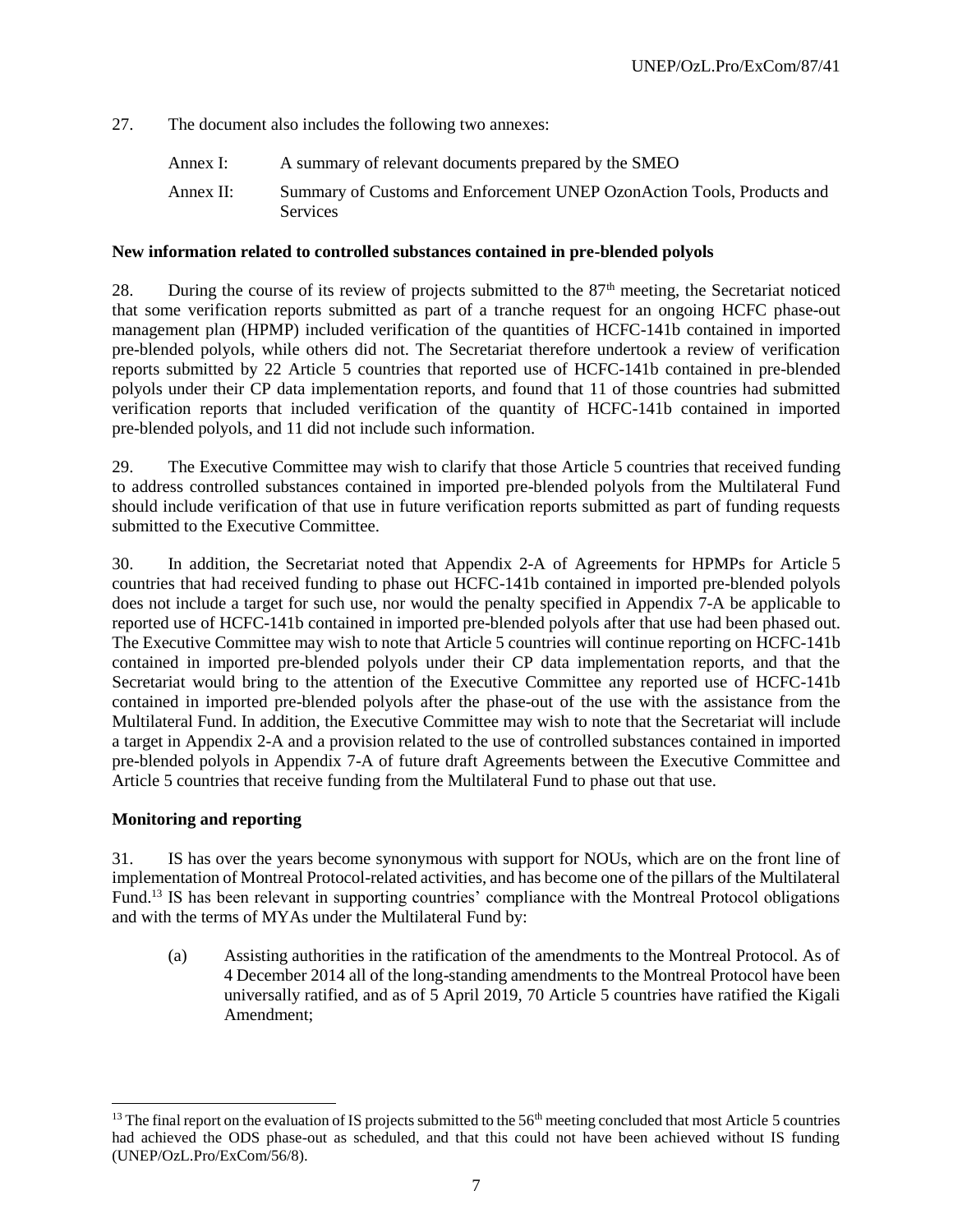27. The document also includes the following two annexes:

Annex I: A summary of relevant documents prepared by the SMEO

Annex II: Summary of Customs and Enforcement UNEP OzonAction Tools, Products and Services

**New information related to controlled substances contained in pre-blended polyols**

28. During the course of its review of projects submitted to the 87th meeting, the Secretariat noticed that some verification reports submitted as part of a tranche request for an ongoing HCFC phase-out management plan (HPMP) included verification of the quantities of HCFC-141b contained in imported pre-blended polyols, while others did not. The Secretariat therefore undertook a review of verification reports submitted by 22 Article 5 countries that reported use of HCFC-141b contained in pre-blended polyols under their CP data implementation reports, and found that 11 of those countries had submitted verification reports that included verification of the quantity of HCFC-141b contained in imported pre-blended polyols, and 11 did not include such information.

29. The Executive Committee may wish to clarify that those Article 5 countries that received funding to address controlled substances contained in imported pre-blended polyols from the Multilateral Fund should include verification of that use in future verification reports submitted as part of funding requests submitted to the Executive Committee.

30. In addition, the Secretariat noted that Appendix 2-A of Agreements for HPMPs for Article 5 countries that had received funding to phase out HCFC-141b contained in imported pre-blended polyols does not include a target for such use, nor would the penalty specified in Appendix 7-A be applicable to reported use of HCFC-141b contained in imported pre-blended polyols after that use had been phased out. The Executive Committee may wish to note that Article 5 countries will continue reporting on HCFC-141b contained in imported pre-blended polyols under their CP data implementation reports, and that the Secretariat would bring to the attention of the Executive Committee any reported use of HCFC-141b contained in imported pre-blended polyols after the phase-out of the use with the assistance from the Multilateral Fund. In addition, the Executive Committee may wish to note that the Secretariat will include a target in Appendix 2-A and a provision related to the use of controlled substances contained in imported pre-blended polyols in Appendix 7-A of future draft Agreements between the Executive Committee and Article 5 countries that receive funding from the Multilateral Fund to phase out that use.

**Monitoring and reporting**

31. IS has over the years become synonymous with support for NOUs, which are on the front line of implementation of Montreal Protocol-related activities, and has become one of the pillars of the Multilateral Fund.[13] IS has been relevant in supporting countries' compliance with the Montreal Protocol obligations and with the terms of MYAs under the Multilateral Fund by:

(a) Assisting authorities in the ratification of the amendments to the Montreal Protocol. As of 4 December 2014 all of the long-standing amendments to the Montreal Protocol have been universally ratified, and as of 5 April 2019, 70 Article 5 countries have ratified the Kigali Amendment;

[13] The final report on the evaluation of IS projects submitted to the 56th meeting concluded that most Article 5 countries had achieved the ODS phase-out as scheduled, and that this could not have been achieved without IS funding (UNEP/OzL.Pro/ExCom/56/8).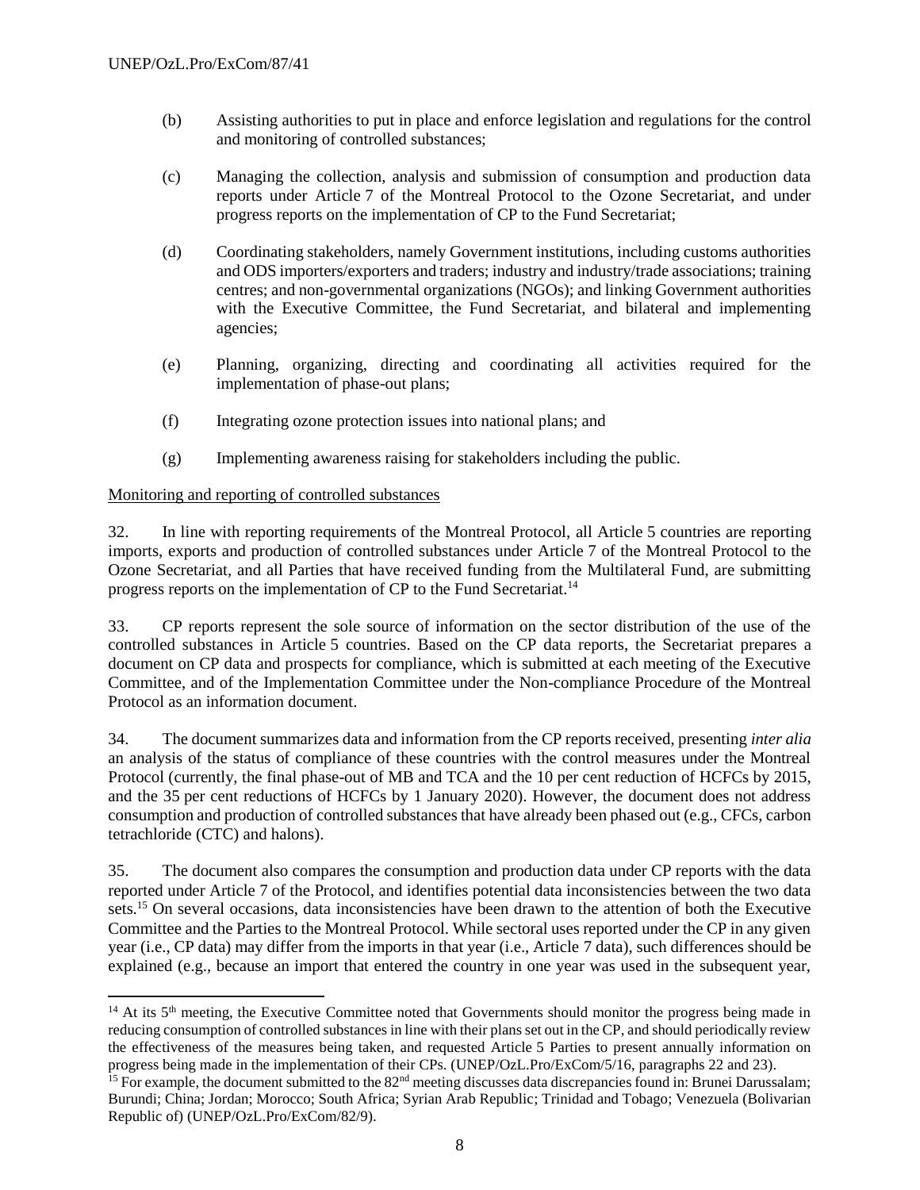(b) Assisting authorities to put in place and enforce legislation and regulations for the control and monitoring of controlled substances;

(c) Managing the collection, analysis and submission of consumption and production data reports under Article 7 of the Montreal Protocol to the Ozone Secretariat, and under progress reports on the implementation of CP to the Fund Secretariat;

(d) Coordinating stakeholders, namely Government institutions, including customs authorities and ODS importers/exporters and traders; industry and industry/trade associations; training centres; and non-governmental organizations (NGOs); and linking Government authorities with the Executive Committee, the Fund Secretariat, and bilateral and implementing agencies;

(e) Planning, organizing, directing and coordinating all activities required for the implementation of phase-out plans;

(f) Integrating ozone protection issues into national plans; and

(g) Implementing awareness raising for stakeholders including the public.

<u>Monitoring and reporting of controlled substances</u>

32. In line with reporting requirements of the Montreal Protocol, all Article 5 countries are reporting imports, exports and production of controlled substances under Article 7 of the Montreal Protocol to the Ozone Secretariat, and all Parties that have received funding from the Multilateral Fund, are submitting progress reports on the implementation of CP to the Fund Secretariat.[14]

33. CP reports represent the sole source of information on the sector distribution of the use of the controlled substances in Article 5 countries. Based on the CP data reports, the Secretariat prepares a document on CP data and prospects for compliance, which is submitted at each meeting of the Executive Committee, and of the Implementation Committee under the Non-compliance Procedure of the Montreal Protocol as an information document.

34. The document summarizes data and information from the CP reports received, presenting *inter alia* an analysis of the status of compliance of these countries with the control measures under the Montreal Protocol (currently, the final phase-out of MB and TCA and the 10 per cent reduction of HCFCs by 2015, and the 35 per cent reductions of HCFCs by 1 January 2020). However, the document does not address consumption and production of controlled substances that have already been phased out (e.g., CFCs, carbon tetrachloride (CTC) and halons).

35. The document also compares the consumption and production data under CP reports with the data reported under Article 7 of the Protocol, and identifies potential data inconsistencies between the two data sets.[15] On several occasions, data inconsistencies have been drawn to the attention of both the Executive Committee and the Parties to the Montreal Protocol. While sectoral uses reported under the CP in any given year (i.e., CP data) may differ from the imports in that year (i.e., Article 7 data), such differences should be explained (e.g., because an import that entered the country in one year was used in the subsequent year,

---

[14] At its 5th meeting, the Executive Committee noted that Governments should monitor the progress being made in reducing consumption of controlled substances in line with their plans set out in the CP, and should periodically review the effectiveness of the measures being taken, and requested Article 5 Parties to present annually information on progress being made in the implementation of their CPs. (UNEP/OzL.Pro/ExCom/5/16, paragraphs 22 and 23).

[15] For example, the document submitted to the 82nd meeting discusses data discrepancies found in: Brunei Darussalam; Burundi; China; Jordan; Morocco; South Africa; Syrian Arab Republic; Trinidad and Tobago; Venezuela (Bolivarian Republic of) (UNEP/OzL.Pro/ExCom/82/9).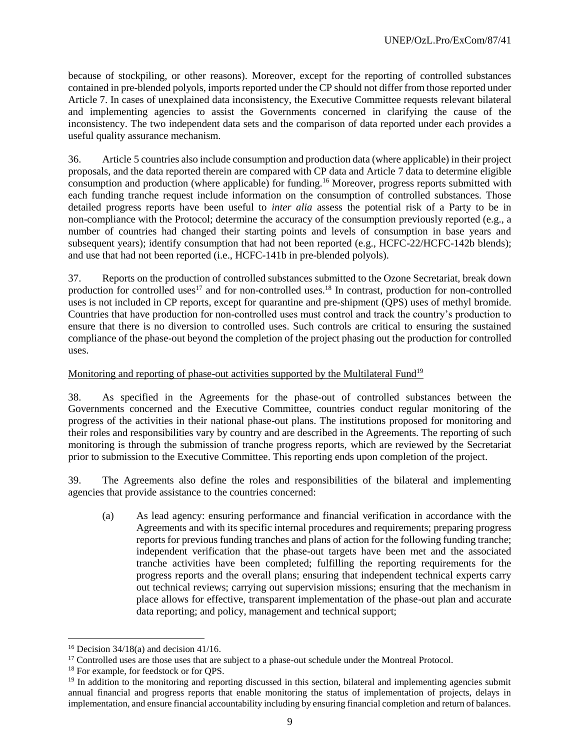because of stockpiling, or other reasons). Moreover, except for the reporting of controlled substances contained in pre-blended polyols, imports reported under the CP should not differ from those reported under Article 7. In cases of unexplained data inconsistency, the Executive Committee requests relevant bilateral and implementing agencies to assist the Governments concerned in clarifying the cause of the inconsistency. The two independent data sets and the comparison of data reported under each provides a useful quality assurance mechanism.

36. Article 5 countries also include consumption and production data (where applicable) in their project proposals, and the data reported therein are compared with CP data and Article 7 data to determine eligible consumption and production (where applicable) for funding.[16] Moreover, progress reports submitted with each funding tranche request include information on the consumption of controlled substances. Those detailed progress reports have been useful to *inter alia* assess the potential risk of a Party to be in non-compliance with the Protocol; determine the accuracy of the consumption previously reported (e.g., a number of countries had changed their starting points and levels of consumption in base years and subsequent years); identify consumption that had not been reported (e.g., HCFC-22/HCFC-142b blends); and use that had not been reported (i.e., HCFC-141b in pre-blended polyols).

37. Reports on the production of controlled substances submitted to the Ozone Secretariat, break down production for controlled uses[17] and for non-controlled uses.[18] In contrast, production for non-controlled uses is not included in CP reports, except for quarantine and pre-shipment (QPS) uses of methyl bromide. Countries that have production for non-controlled uses must control and track the country's production to ensure that there is no diversion to controlled uses. Such controls are critical to ensuring the sustained compliance of the phase-out beyond the completion of the project phasing out the production for controlled uses.

<u>Monitoring and reporting of phase-out activities supported by the Multilateral Fund</u>[19]

38. As specified in the Agreements for the phase-out of controlled substances between the Governments concerned and the Executive Committee, countries conduct regular monitoring of the progress of the activities in their national phase-out plans. The institutions proposed for monitoring and their roles and responsibilities vary by country and are described in the Agreements. The reporting of such monitoring is through the submission of tranche progress reports, which are reviewed by the Secretariat prior to submission to the Executive Committee. This reporting ends upon completion of the project.

39. The Agreements also define the roles and responsibilities of the bilateral and implementing agencies that provide assistance to the countries concerned:

(a) As lead agency: ensuring performance and financial verification in accordance with the Agreements and with its specific internal procedures and requirements; preparing progress reports for previous funding tranches and plans of action for the following funding tranche; independent verification that the phase-out targets have been met and the associated tranche activities have been completed; fulfilling the reporting requirements for the progress reports and the overall plans; ensuring that independent technical experts carry out technical reviews; carrying out supervision missions; ensuring that the mechanism in place allows for effective, transparent implementation of the phase-out plan and accurate data reporting; and policy, management and technical support;

---

[16] Decision 34/18(a) and decision 41/16.

[17] Controlled uses are those uses that are subject to a phase-out schedule under the Montreal Protocol.

[18] For example, for feedstock or for QPS.

[19] In addition to the monitoring and reporting discussed in this section, bilateral and implementing agencies submit annual financial and progress reports that enable monitoring the status of implementation of projects, delays in implementation, and ensure financial accountability including by ensuring financial completion and return of balances.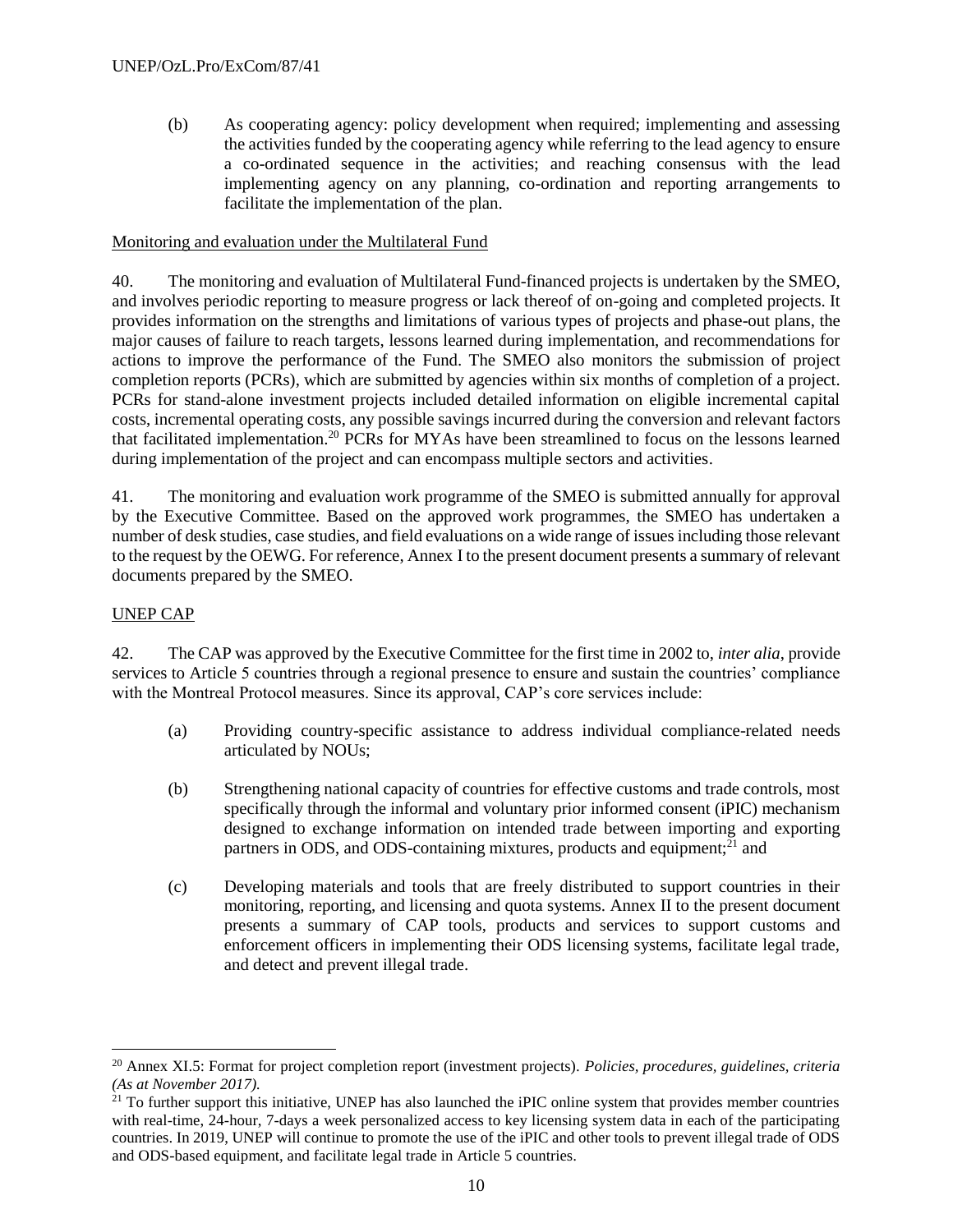(b) As cooperating agency: policy development when required; implementing and assessing the activities funded by the cooperating agency while referring to the lead agency to ensure a co-ordinated sequence in the activities; and reaching consensus with the lead implementing agency on any planning, co-ordination and reporting arrangements to facilitate the implementation of the plan.

Monitoring and evaluation under the Multilateral Fund

40. The monitoring and evaluation of Multilateral Fund-financed projects is undertaken by the SMEO, and involves periodic reporting to measure progress or lack thereof of on-going and completed projects. It provides information on the strengths and limitations of various types of projects and phase-out plans, the major causes of failure to reach targets, lessons learned during implementation, and recommendations for actions to improve the performance of the Fund. The SMEO also monitors the submission of project completion reports (PCRs), which are submitted by agencies within six months of completion of a project. PCRs for stand-alone investment projects included detailed information on eligible incremental capital costs, incremental operating costs, any possible savings incurred during the conversion and relevant factors that facilitated implementation.[20] PCRs for MYAs have been streamlined to focus on the lessons learned during implementation of the project and can encompass multiple sectors and activities.

41. The monitoring and evaluation work programme of the SMEO is submitted annually for approval by the Executive Committee. Based on the approved work programmes, the SMEO has undertaken a number of desk studies, case studies, and field evaluations on a wide range of issues including those relevant to the request by the OEWG. For reference, Annex I to the present document presents a summary of relevant documents prepared by the SMEO.

UNEP CAP

42. The CAP was approved by the Executive Committee for the first time in 2002 to, *inter alia*, provide services to Article 5 countries through a regional presence to ensure and sustain the countries' compliance with the Montreal Protocol measures. Since its approval, CAP's core services include:

(a) Providing country-specific assistance to address individual compliance-related needs articulated by NOUs;

(b) Strengthening national capacity of countries for effective customs and trade controls, most specifically through the informal and voluntary prior informed consent (iPIC) mechanism designed to exchange information on intended trade between importing and exporting partners in ODS, and ODS-containing mixtures, products and equipment;[21] and

(c) Developing materials and tools that are freely distributed to support countries in their monitoring, reporting, and licensing and quota systems. Annex II to the present document presents a summary of CAP tools, products and services to support customs and enforcement officers in implementing their ODS licensing systems, facilitate legal trade, and detect and prevent illegal trade.

---

[20] Annex XI.5: Format for project completion report (investment projects). *Policies, procedures, guidelines, criteria (As at November 2017).*

[21] To further support this initiative, UNEP has also launched the iPIC online system that provides member countries with real-time, 24-hour, 7-days a week personalized access to key licensing system data in each of the participating countries. In 2019, UNEP will continue to promote the use of the iPIC and other tools to prevent illegal trade of ODS and ODS-based equipment, and facilitate legal trade in Article 5 countries.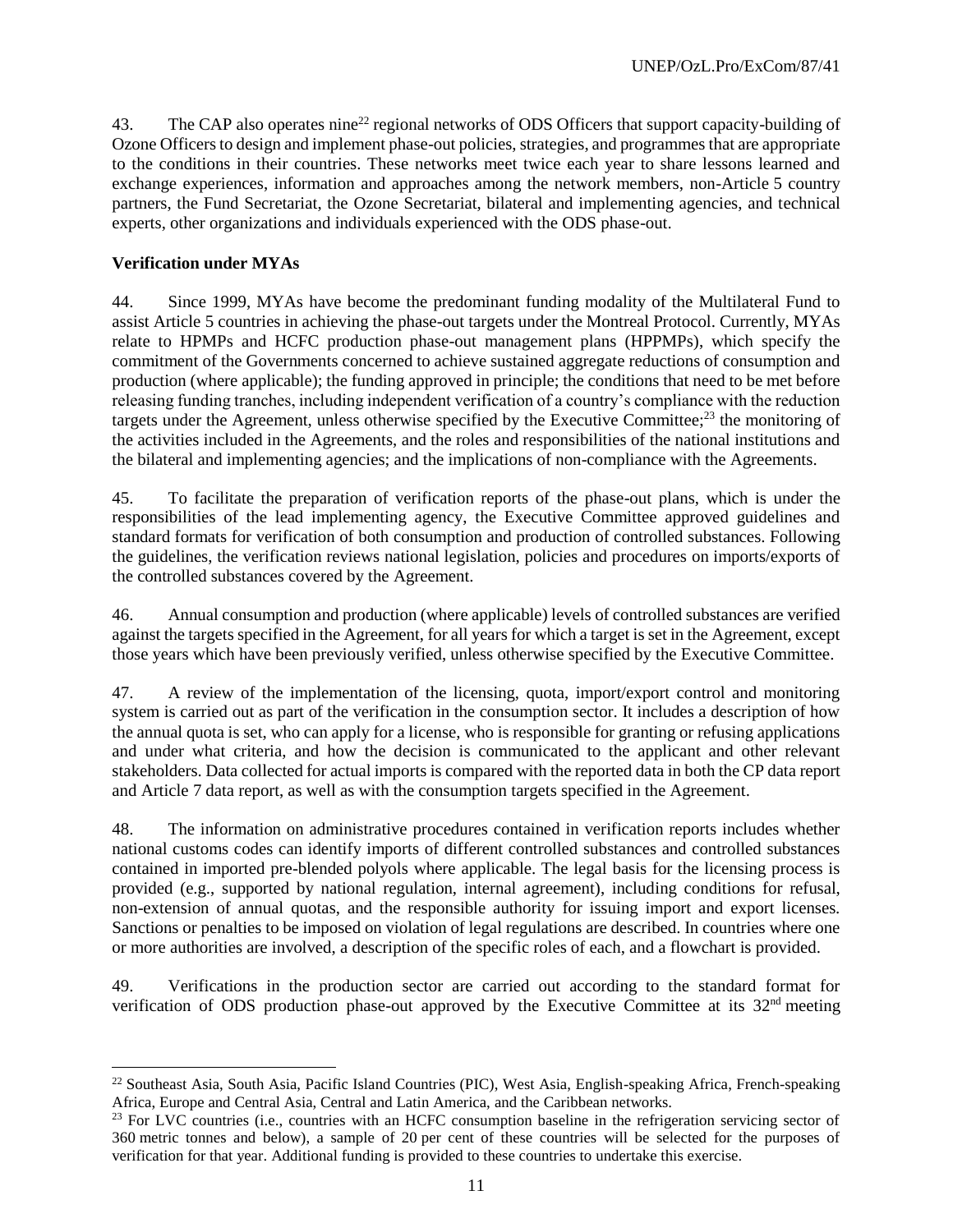43. The CAP also operates nine[22] regional networks of ODS Officers that support capacity-building of Ozone Officers to design and implement phase-out policies, strategies, and programmes that are appropriate to the conditions in their countries. These networks meet twice each year to share lessons learned and exchange experiences, information and approaches among the network members, non-Article 5 country partners, the Fund Secretariat, the Ozone Secretariat, bilateral and implementing agencies, and technical experts, other organizations and individuals experienced with the ODS phase-out.

**Verification under MYAs**

44. Since 1999, MYAs have become the predominant funding modality of the Multilateral Fund to assist Article 5 countries in achieving the phase-out targets under the Montreal Protocol. Currently, MYAs relate to HPMPs and HCFC production phase-out management plans (HPPMPs), which specify the commitment of the Governments concerned to achieve sustained aggregate reductions of consumption and production (where applicable); the funding approved in principle; the conditions that need to be met before releasing funding tranches, including independent verification of a country's compliance with the reduction targets under the Agreement, unless otherwise specified by the Executive Committee;[23] the monitoring of the activities included in the Agreements, and the roles and responsibilities of the national institutions and the bilateral and implementing agencies; and the implications of non-compliance with the Agreements.

45. To facilitate the preparation of verification reports of the phase-out plans, which is under the responsibilities of the lead implementing agency, the Executive Committee approved guidelines and standard formats for verification of both consumption and production of controlled substances. Following the guidelines, the verification reviews national legislation, policies and procedures on imports/exports of the controlled substances covered by the Agreement.

46. Annual consumption and production (where applicable) levels of controlled substances are verified against the targets specified in the Agreement, for all years for which a target is set in the Agreement, except those years which have been previously verified, unless otherwise specified by the Executive Committee.

47. A review of the implementation of the licensing, quota, import/export control and monitoring system is carried out as part of the verification in the consumption sector. It includes a description of how the annual quota is set, who can apply for a license, who is responsible for granting or refusing applications and under what criteria, and how the decision is communicated to the applicant and other relevant stakeholders. Data collected for actual imports is compared with the reported data in both the CP data report and Article 7 data report, as well as with the consumption targets specified in the Agreement.

48. The information on administrative procedures contained in verification reports includes whether national customs codes can identify imports of different controlled substances and controlled substances contained in imported pre-blended polyols where applicable. The legal basis for the licensing process is provided (e.g., supported by national regulation, internal agreement), including conditions for refusal, non-extension of annual quotas, and the responsible authority for issuing import and export licenses. Sanctions or penalties to be imposed on violation of legal regulations are described. In countries where one or more authorities are involved, a description of the specific roles of each, and a flowchart is provided.

49. Verifications in the production sector are carried out according to the standard format for verification of ODS production phase-out approved by the Executive Committee at its 32nd meeting

[22] Southeast Asia, South Asia, Pacific Island Countries (PIC), West Asia, English-speaking Africa, French-speaking Africa, Europe and Central Asia, Central and Latin America, and the Caribbean networks.

[23] For LVC countries (i.e., countries with an HCFC consumption baseline in the refrigeration servicing sector of 360 metric tonnes and below), a sample of 20 per cent of these countries will be selected for the purposes of verification for that year. Additional funding is provided to these countries to undertake this exercise.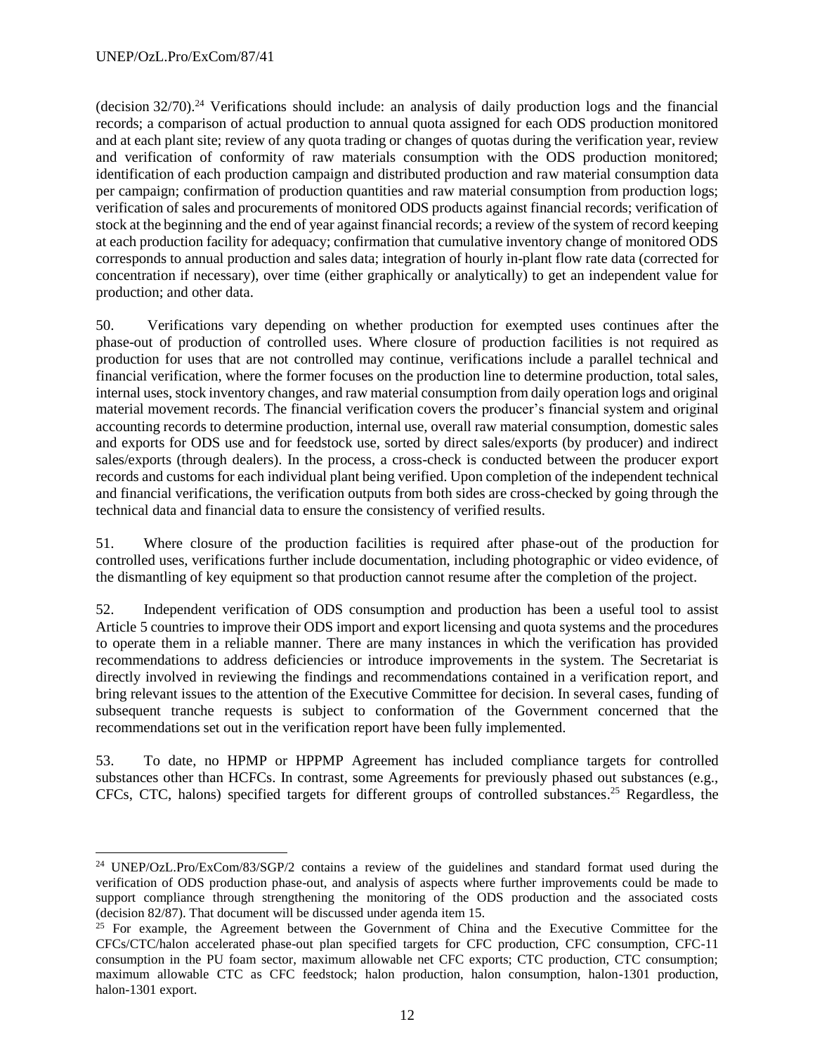(decision 32/70).[24] Verifications should include: an analysis of daily production logs and the financial records; a comparison of actual production to annual quota assigned for each ODS production monitored and at each plant site; review of any quota trading or changes of quotas during the verification year, review and verification of conformity of raw materials consumption with the ODS production monitored; identification of each production campaign and distributed production and raw material consumption data per campaign; confirmation of production quantities and raw material consumption from production logs; verification of sales and procurements of monitored ODS products against financial records; verification of stock at the beginning and the end of year against financial records; a review of the system of record keeping at each production facility for adequacy; confirmation that cumulative inventory change of monitored ODS corresponds to annual production and sales data; integration of hourly in-plant flow rate data (corrected for concentration if necessary), over time (either graphically or analytically) to get an independent value for production; and other data.

50. Verifications vary depending on whether production for exempted uses continues after the phase-out of production of controlled uses. Where closure of production facilities is not required as production for uses that are not controlled may continue, verifications include a parallel technical and financial verification, where the former focuses on the production line to determine production, total sales, internal uses, stock inventory changes, and raw material consumption from daily operation logs and original material movement records. The financial verification covers the producer's financial system and original accounting records to determine production, internal use, overall raw material consumption, domestic sales and exports for ODS use and for feedstock use, sorted by direct sales/exports (by producer) and indirect sales/exports (through dealers). In the process, a cross-check is conducted between the producer export records and customs for each individual plant being verified. Upon completion of the independent technical and financial verifications, the verification outputs from both sides are cross-checked by going through the technical data and financial data to ensure the consistency of verified results.

51. Where closure of the production facilities is required after phase-out of the production for controlled uses, verifications further include documentation, including photographic or video evidence, of the dismantling of key equipment so that production cannot resume after the completion of the project.

52. Independent verification of ODS consumption and production has been a useful tool to assist Article 5 countries to improve their ODS import and export licensing and quota systems and the procedures to operate them in a reliable manner. There are many instances in which the verification has provided recommendations to address deficiencies or introduce improvements in the system. The Secretariat is directly involved in reviewing the findings and recommendations contained in a verification report, and bring relevant issues to the attention of the Executive Committee for decision. In several cases, funding of subsequent tranche requests is subject to conformation of the Government concerned that the recommendations set out in the verification report have been fully implemented.

53. To date, no HPMP or HPPMP Agreement has included compliance targets for controlled substances other than HCFCs. In contrast, some Agreements for previously phased out substances (e.g., CFCs, CTC, halons) specified targets for different groups of controlled substances.[25] Regardless, the

---

[24] UNEP/OzL.Pro/ExCom/83/SGP/2 contains a review of the guidelines and standard format used during the verification of ODS production phase-out, and analysis of aspects where further improvements could be made to support compliance through strengthening the monitoring of the ODS production and the associated costs (decision 82/87). That document will be discussed under agenda item 15.

[25] For example, the Agreement between the Government of China and the Executive Committee for the CFCs/CTC/halon accelerated phase-out plan specified targets for CFC production, CFC consumption, CFC-11 consumption in the PU foam sector, maximum allowable net CFC exports; CTC production, CTC consumption; maximum allowable CTC as CFC feedstock; halon production, halon consumption, halon-1301 production, halon-1301 export.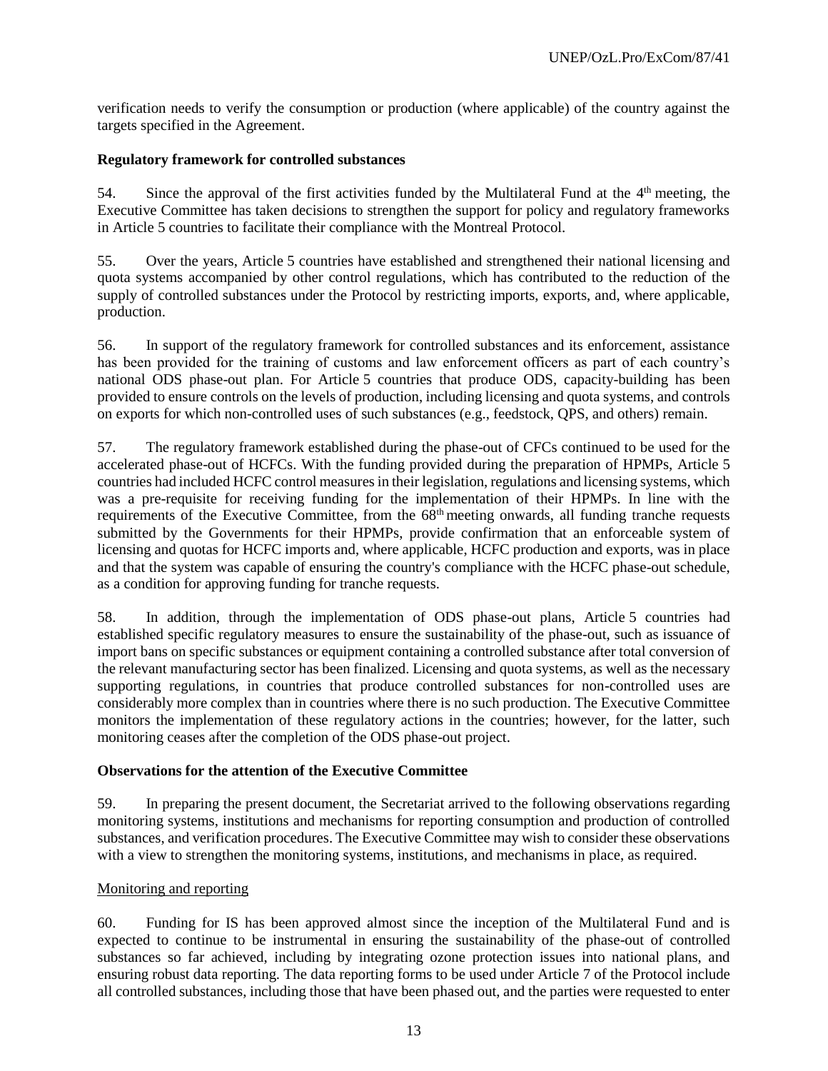verification needs to verify the consumption or production (where applicable) of the country against the targets specified in the Agreement.

**Regulatory framework for controlled substances**

54. Since the approval of the first activities funded by the Multilateral Fund at the 4th meeting, the Executive Committee has taken decisions to strengthen the support for policy and regulatory frameworks in Article 5 countries to facilitate their compliance with the Montreal Protocol.

55. Over the years, Article 5 countries have established and strengthened their national licensing and quota systems accompanied by other control regulations, which has contributed to the reduction of the supply of controlled substances under the Protocol by restricting imports, exports, and, where applicable, production.

56. In support of the regulatory framework for controlled substances and its enforcement, assistance has been provided for the training of customs and law enforcement officers as part of each country's national ODS phase-out plan. For Article 5 countries that produce ODS, capacity-building has been provided to ensure controls on the levels of production, including licensing and quota systems, and controls on exports for which non-controlled uses of such substances (e.g., feedstock, QPS, and others) remain.

57. The regulatory framework established during the phase-out of CFCs continued to be used for the accelerated phase-out of HCFCs. With the funding provided during the preparation of HPMPs, Article 5 countries had included HCFC control measures in their legislation, regulations and licensing systems, which was a pre-requisite for receiving funding for the implementation of their HPMPs. In line with the requirements of the Executive Committee, from the 68th meeting onwards, all funding tranche requests submitted by the Governments for their HPMPs, provide confirmation that an enforceable system of licensing and quotas for HCFC imports and, where applicable, HCFC production and exports, was in place and that the system was capable of ensuring the country's compliance with the HCFC phase-out schedule, as a condition for approving funding for tranche requests.

58. In addition, through the implementation of ODS phase-out plans, Article 5 countries had established specific regulatory measures to ensure the sustainability of the phase-out, such as issuance of import bans on specific substances or equipment containing a controlled substance after total conversion of the relevant manufacturing sector has been finalized. Licensing and quota systems, as well as the necessary supporting regulations, in countries that produce controlled substances for non-controlled uses are considerably more complex than in countries where there is no such production. The Executive Committee monitors the implementation of these regulatory actions in the countries; however, for the latter, such monitoring ceases after the completion of the ODS phase-out project.

**Observations for the attention of the Executive Committee**

59. In preparing the present document, the Secretariat arrived to the following observations regarding monitoring systems, institutions and mechanisms for reporting consumption and production of controlled substances, and verification procedures. The Executive Committee may wish to consider these observations with a view to strengthen the monitoring systems, institutions, and mechanisms in place, as required.

Monitoring and reporting

60. Funding for IS has been approved almost since the inception of the Multilateral Fund and is expected to continue to be instrumental in ensuring the sustainability of the phase-out of controlled substances so far achieved, including by integrating ozone protection issues into national plans, and ensuring robust data reporting. The data reporting forms to be used under Article 7 of the Protocol include all controlled substances, including those that have been phased out, and the parties were requested to enter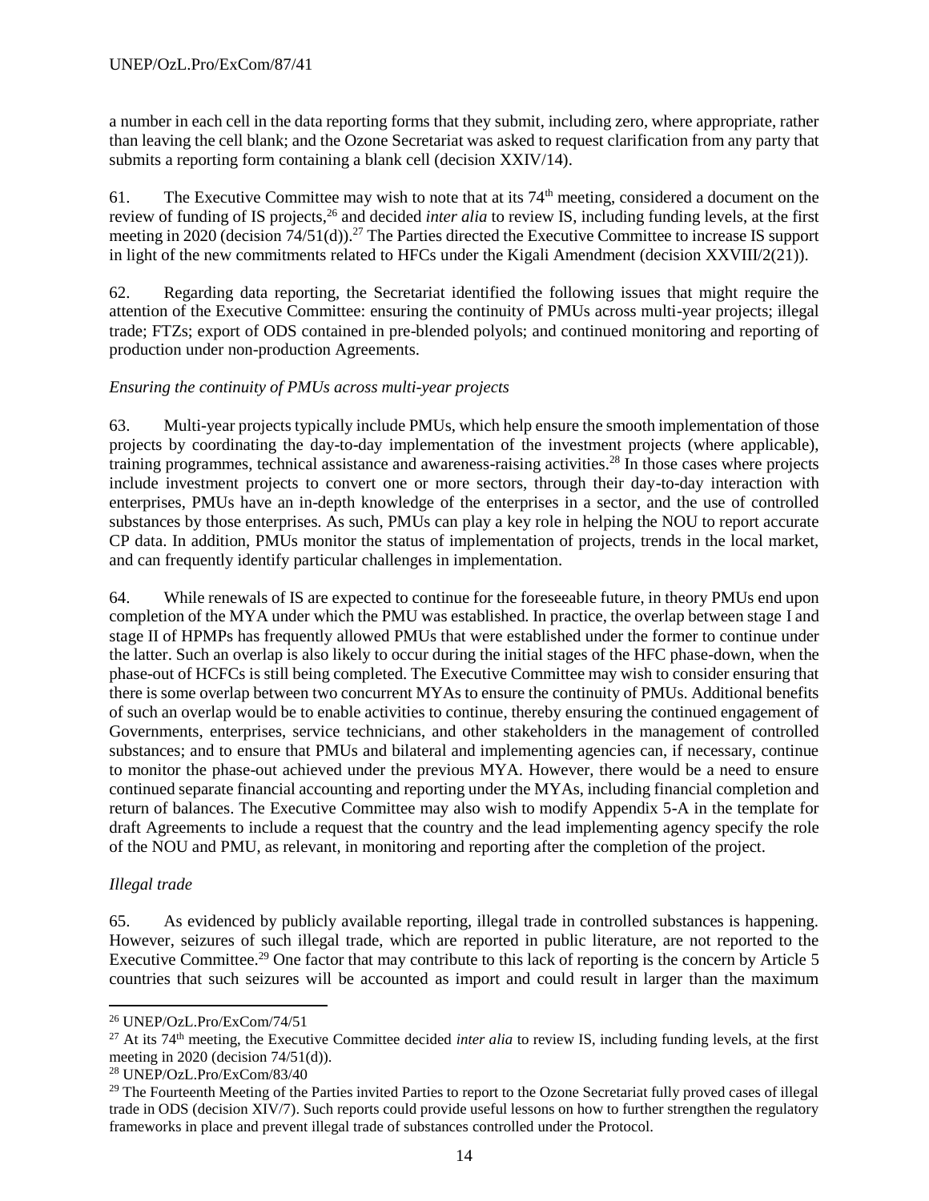a number in each cell in the data reporting forms that they submit, including zero, where appropriate, rather than leaving the cell blank; and the Ozone Secretariat was asked to request clarification from any party that submits a reporting form containing a blank cell (decision XXIV/14).

61. The Executive Committee may wish to note that at its 74th meeting, considered a document on the review of funding of IS projects,[26] and decided *inter alia* to review IS, including funding levels, at the first meeting in 2020 (decision 74/51(d)).[27] The Parties directed the Executive Committee to increase IS support in light of the new commitments related to HFCs under the Kigali Amendment (decision XXVIII/2(21)).

62. Regarding data reporting, the Secretariat identified the following issues that might require the attention of the Executive Committee: ensuring the continuity of PMUs across multi-year projects; illegal trade; FTZs; export of ODS contained in pre-blended polyols; and continued monitoring and reporting of production under non-production Agreements.

*Ensuring the continuity of PMUs across multi-year projects*

63. Multi-year projects typically include PMUs, which help ensure the smooth implementation of those projects by coordinating the day-to-day implementation of the investment projects (where applicable), training programmes, technical assistance and awareness-raising activities.[28] In those cases where projects include investment projects to convert one or more sectors, through their day-to-day interaction with enterprises, PMUs have an in-depth knowledge of the enterprises in a sector, and the use of controlled substances by those enterprises. As such, PMUs can play a key role in helping the NOU to report accurate CP data. In addition, PMUs monitor the status of implementation of projects, trends in the local market, and can frequently identify particular challenges in implementation.

64. While renewals of IS are expected to continue for the foreseeable future, in theory PMUs end upon completion of the MYA under which the PMU was established. In practice, the overlap between stage I and stage II of HPMPs has frequently allowed PMUs that were established under the former to continue under the latter. Such an overlap is also likely to occur during the initial stages of the HFC phase-down, when the phase-out of HCFCs is still being completed. The Executive Committee may wish to consider ensuring that there is some overlap between two concurrent MYAs to ensure the continuity of PMUs. Additional benefits of such an overlap would be to enable activities to continue, thereby ensuring the continued engagement of Governments, enterprises, service technicians, and other stakeholders in the management of controlled substances; and to ensure that PMUs and bilateral and implementing agencies can, if necessary, continue to monitor the phase-out achieved under the previous MYA. However, there would be a need to ensure continued separate financial accounting and reporting under the MYAs, including financial completion and return of balances. The Executive Committee may also wish to modify Appendix 5-A in the template for draft Agreements to include a request that the country and the lead implementing agency specify the role of the NOU and PMU, as relevant, in monitoring and reporting after the completion of the project.

*Illegal trade*

65. As evidenced by publicly available reporting, illegal trade in controlled substances is happening. However, seizures of such illegal trade, which are reported in public literature, are not reported to the Executive Committee.[29] One factor that may contribute to this lack of reporting is the concern by Article 5 countries that such seizures will be accounted as import and could result in larger than the maximum

---

[26] UNEP/OzL.Pro/ExCom/74/51

[27] At its 74th meeting, the Executive Committee decided *inter alia* to review IS, including funding levels, at the first meeting in 2020 (decision 74/51(d)).

[28] UNEP/OzL.Pro/ExCom/83/40

[29] The Fourteenth Meeting of the Parties invited Parties to report to the Ozone Secretariat fully proved cases of illegal trade in ODS (decision XIV/7). Such reports could provide useful lessons on how to further strengthen the regulatory frameworks in place and prevent illegal trade of substances controlled under the Protocol.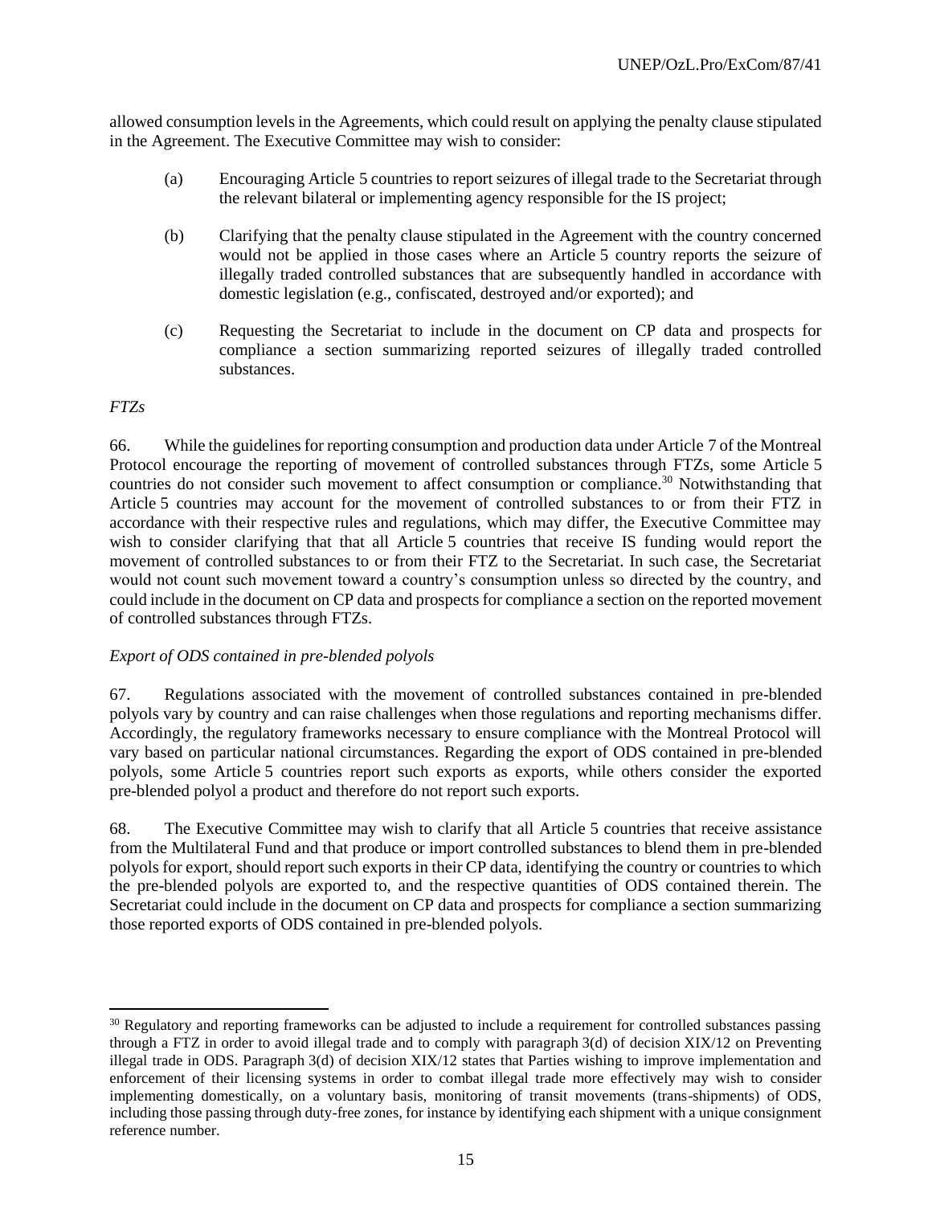allowed consumption levels in the Agreements, which could result on applying the penalty clause stipulated in the Agreement. The Executive Committee may wish to consider:

(a) Encouraging Article 5 countries to report seizures of illegal trade to the Secretariat through the relevant bilateral or implementing agency responsible for the IS project;

(b) Clarifying that the penalty clause stipulated in the Agreement with the country concerned would not be applied in those cases where an Article 5 country reports the seizure of illegally traded controlled substances that are subsequently handled in accordance with domestic legislation (e.g., confiscated, destroyed and/or exported); and

(c) Requesting the Secretariat to include in the document on CP data and prospects for compliance a section summarizing reported seizures of illegally traded controlled substances.

*FTZs*

66. While the guidelines for reporting consumption and production data under Article 7 of the Montreal Protocol encourage the reporting of movement of controlled substances through FTZs, some Article 5 countries do not consider such movement to affect consumption or compliance.[30] Notwithstanding that Article 5 countries may account for the movement of controlled substances to or from their FTZ in accordance with their respective rules and regulations, which may differ, the Executive Committee may wish to consider clarifying that that all Article 5 countries that receive IS funding would report the movement of controlled substances to or from their FTZ to the Secretariat. In such case, the Secretariat would not count such movement toward a country's consumption unless so directed by the country, and could include in the document on CP data and prospects for compliance a section on the reported movement of controlled substances through FTZs.

*Export of ODS contained in pre-blended polyols*

67. Regulations associated with the movement of controlled substances contained in pre-blended polyols vary by country and can raise challenges when those regulations and reporting mechanisms differ. Accordingly, the regulatory frameworks necessary to ensure compliance with the Montreal Protocol will vary based on particular national circumstances. Regarding the export of ODS contained in pre-blended polyols, some Article 5 countries report such exports as exports, while others consider the exported pre-blended polyol a product and therefore do not report such exports.

68. The Executive Committee may wish to clarify that all Article 5 countries that receive assistance from the Multilateral Fund and that produce or import controlled substances to blend them in pre-blended polyols for export, should report such exports in their CP data, identifying the country or countries to which the pre-blended polyols are exported to, and the respective quantities of ODS contained therein. The Secretariat could include in the document on CP data and prospects for compliance a section summarizing those reported exports of ODS contained in pre-blended polyols.

---

[30] Regulatory and reporting frameworks can be adjusted to include a requirement for controlled substances passing through a FTZ in order to avoid illegal trade and to comply with paragraph 3(d) of decision XIX/12 on Preventing illegal trade in ODS. Paragraph 3(d) of decision XIX/12 states that Parties wishing to improve implementation and enforcement of their licensing systems in order to combat illegal trade more effectively may wish to consider implementing domestically, on a voluntary basis, monitoring of transit movements (trans-shipments) of ODS, including those passing through duty-free zones, for instance by identifying each shipment with a unique consignment reference number.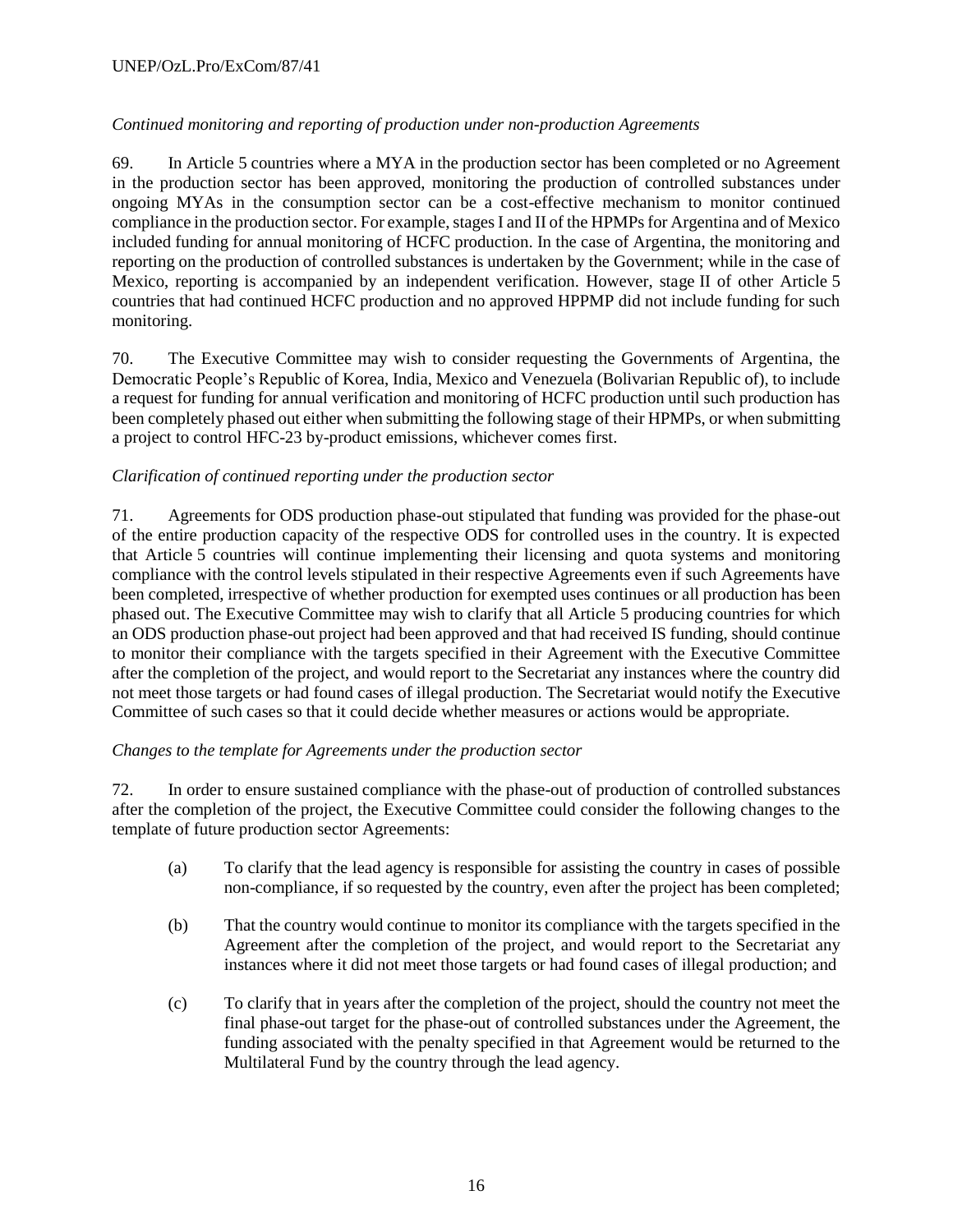*Continued monitoring and reporting of production under non-production Agreements*

69. In Article 5 countries where a MYA in the production sector has been completed or no Agreement in the production sector has been approved, monitoring the production of controlled substances under ongoing MYAs in the consumption sector can be a cost-effective mechanism to monitor continued compliance in the production sector. For example, stages I and II of the HPMPs for Argentina and of Mexico included funding for annual monitoring of HCFC production. In the case of Argentina, the monitoring and reporting on the production of controlled substances is undertaken by the Government; while in the case of Mexico, reporting is accompanied by an independent verification. However, stage II of other Article 5 countries that had continued HCFC production and no approved HPPMP did not include funding for such monitoring.

70. The Executive Committee may wish to consider requesting the Governments of Argentina, the Democratic People's Republic of Korea, India, Mexico and Venezuela (Bolivarian Republic of), to include a request for funding for annual verification and monitoring of HCFC production until such production has been completely phased out either when submitting the following stage of their HPMPs, or when submitting a project to control HFC-23 by-product emissions, whichever comes first.

*Clarification of continued reporting under the production sector*

71. Agreements for ODS production phase-out stipulated that funding was provided for the phase-out of the entire production capacity of the respective ODS for controlled uses in the country. It is expected that Article 5 countries will continue implementing their licensing and quota systems and monitoring compliance with the control levels stipulated in their respective Agreements even if such Agreements have been completed, irrespective of whether production for exempted uses continues or all production has been phased out. The Executive Committee may wish to clarify that all Article 5 producing countries for which an ODS production phase-out project had been approved and that had received IS funding, should continue to monitor their compliance with the targets specified in their Agreement with the Executive Committee after the completion of the project, and would report to the Secretariat any instances where the country did not meet those targets or had found cases of illegal production. The Secretariat would notify the Executive Committee of such cases so that it could decide whether measures or actions would be appropriate.

*Changes to the template for Agreements under the production sector*

72. In order to ensure sustained compliance with the phase-out of production of controlled substances after the completion of the project, the Executive Committee could consider the following changes to the template of future production sector Agreements:

(a) To clarify that the lead agency is responsible for assisting the country in cases of possible non-compliance, if so requested by the country, even after the project has been completed;

(b) That the country would continue to monitor its compliance with the targets specified in the Agreement after the completion of the project, and would report to the Secretariat any instances where it did not meet those targets or had found cases of illegal production; and

(c) To clarify that in years after the completion of the project, should the country not meet the final phase-out target for the phase-out of controlled substances under the Agreement, the funding associated with the penalty specified in that Agreement would be returned to the Multilateral Fund by the country through the lead agency.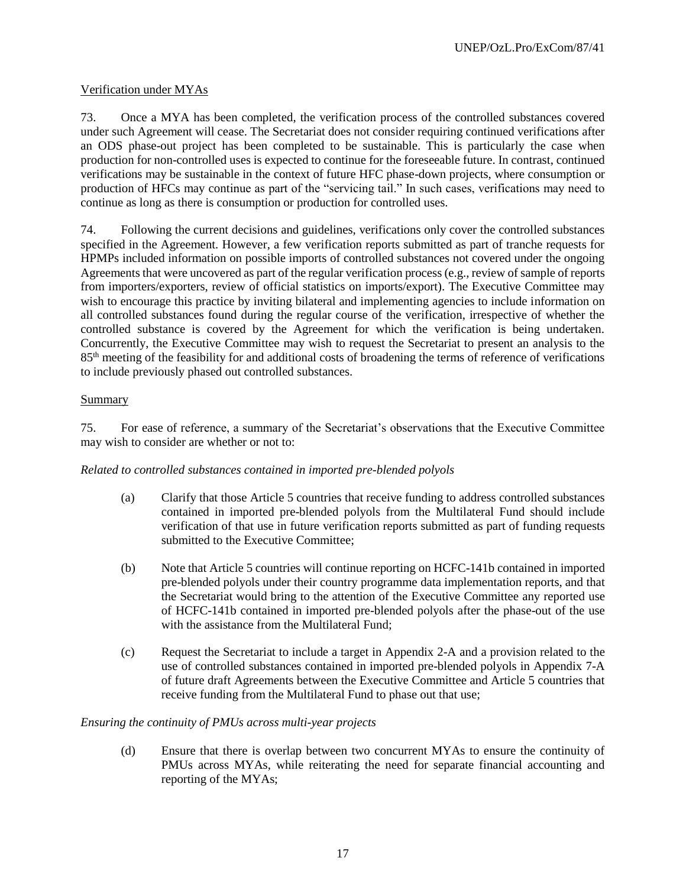Verification under MYAs

73. Once a MYA has been completed, the verification process of the controlled substances covered under such Agreement will cease. The Secretariat does not consider requiring continued verifications after an ODS phase-out project has been completed to be sustainable. This is particularly the case when production for non-controlled uses is expected to continue for the foreseeable future. In contrast, continued verifications may be sustainable in the context of future HFC phase-down projects, where consumption or production of HFCs may continue as part of the "servicing tail." In such cases, verifications may need to continue as long as there is consumption or production for controlled uses.

74. Following the current decisions and guidelines, verifications only cover the controlled substances specified in the Agreement. However, a few verification reports submitted as part of tranche requests for HPMPs included information on possible imports of controlled substances not covered under the ongoing Agreements that were uncovered as part of the regular verification process (e.g., review of sample of reports from importers/exporters, review of official statistics on imports/export). The Executive Committee may wish to encourage this practice by inviting bilateral and implementing agencies to include information on all controlled substances found during the regular course of the verification, irrespective of whether the controlled substance is covered by the Agreement for which the verification is being undertaken. Concurrently, the Executive Committee may wish to request the Secretariat to present an analysis to the 85th meeting of the feasibility for and additional costs of broadening the terms of reference of verifications to include previously phased out controlled substances.

Summary

75. For ease of reference, a summary of the Secretariat's observations that the Executive Committee may wish to consider are whether or not to:

*Related to controlled substances contained in imported pre-blended polyols*

(a) Clarify that those Article 5 countries that receive funding to address controlled substances contained in imported pre-blended polyols from the Multilateral Fund should include verification of that use in future verification reports submitted as part of funding requests submitted to the Executive Committee;

(b) Note that Article 5 countries will continue reporting on HCFC-141b contained in imported pre-blended polyols under their country programme data implementation reports, and that the Secretariat would bring to the attention of the Executive Committee any reported use of HCFC-141b contained in imported pre-blended polyols after the phase-out of the use with the assistance from the Multilateral Fund;

(c) Request the Secretariat to include a target in Appendix 2-A and a provision related to the use of controlled substances contained in imported pre-blended polyols in Appendix 7-A of future draft Agreements between the Executive Committee and Article 5 countries that receive funding from the Multilateral Fund to phase out that use;

*Ensuring the continuity of PMUs across multi-year projects*

(d) Ensure that there is overlap between two concurrent MYAs to ensure the continuity of PMUs across MYAs, while reiterating the need for separate financial accounting and reporting of the MYAs;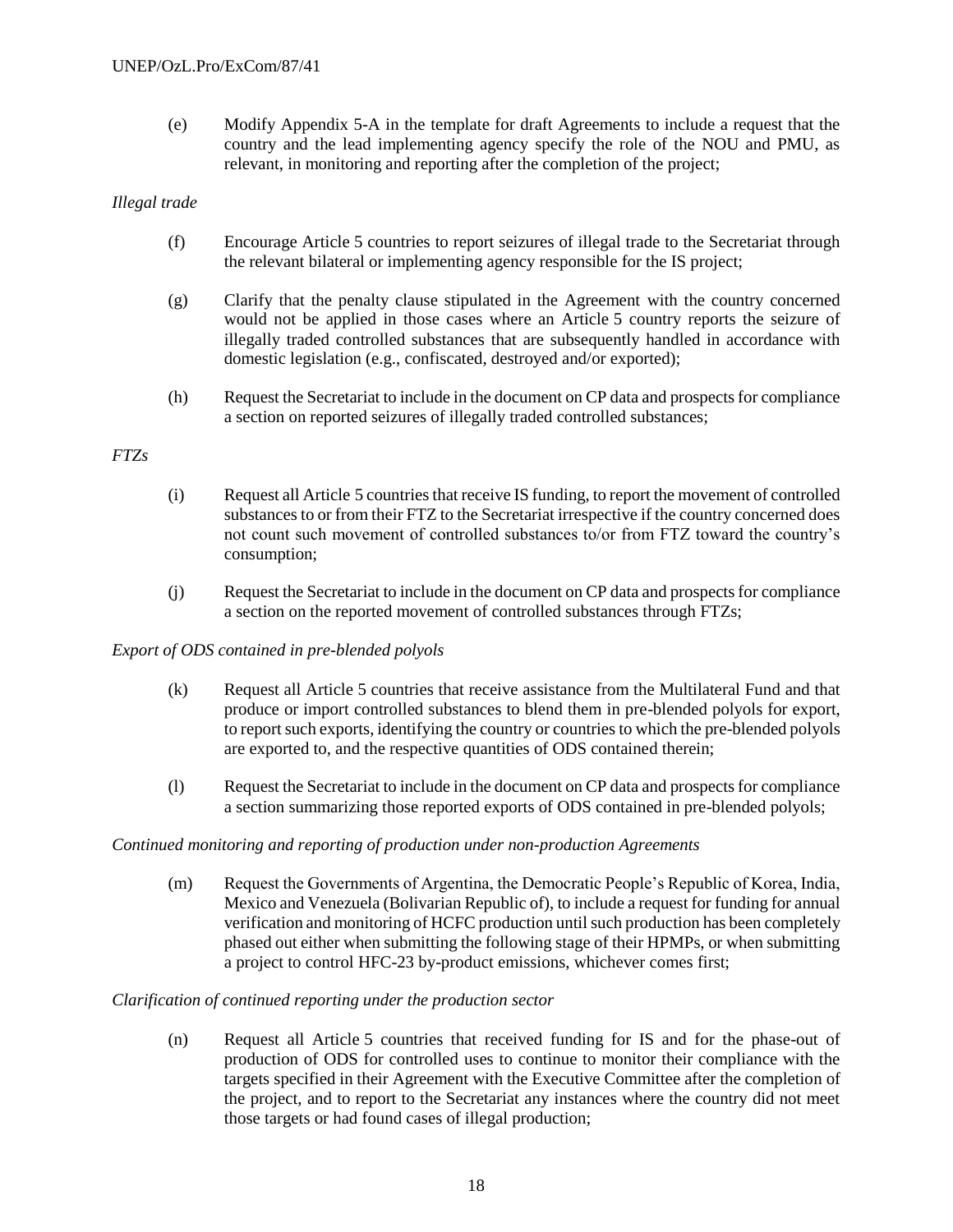(e) Modify Appendix 5-A in the template for draft Agreements to include a request that the country and the lead implementing agency specify the role of the NOU and PMU, as relevant, in monitoring and reporting after the completion of the project;

*Illegal trade*

(f) Encourage Article 5 countries to report seizures of illegal trade to the Secretariat through the relevant bilateral or implementing agency responsible for the IS project;

(g) Clarify that the penalty clause stipulated in the Agreement with the country concerned would not be applied in those cases where an Article 5 country reports the seizure of illegally traded controlled substances that are subsequently handled in accordance with domestic legislation (e.g., confiscated, destroyed and/or exported);

(h) Request the Secretariat to include in the document on CP data and prospects for compliance a section on reported seizures of illegally traded controlled substances;

*FTZs*

(i) Request all Article 5 countries that receive IS funding, to report the movement of controlled substances to or from their FTZ to the Secretariat irrespective if the country concerned does not count such movement of controlled substances to/or from FTZ toward the country's consumption;

(j) Request the Secretariat to include in the document on CP data and prospects for compliance a section on the reported movement of controlled substances through FTZs;

*Export of ODS contained in pre-blended polyols*

(k) Request all Article 5 countries that receive assistance from the Multilateral Fund and that produce or import controlled substances to blend them in pre-blended polyols for export, to report such exports, identifying the country or countries to which the pre-blended polyols are exported to, and the respective quantities of ODS contained therein;

(l) Request the Secretariat to include in the document on CP data and prospects for compliance a section summarizing those reported exports of ODS contained in pre-blended polyols;

*Continued monitoring and reporting of production under non-production Agreements*

(m) Request the Governments of Argentina, the Democratic People's Republic of Korea, India, Mexico and Venezuela (Bolivarian Republic of), to include a request for funding for annual verification and monitoring of HCFC production until such production has been completely phased out either when submitting the following stage of their HPMPs, or when submitting a project to control HFC-23 by-product emissions, whichever comes first;

*Clarification of continued reporting under the production sector*

(n) Request all Article 5 countries that received funding for IS and for the phase-out of production of ODS for controlled uses to continue to monitor their compliance with the targets specified in their Agreement with the Executive Committee after the completion of the project, and to report to the Secretariat any instances where the country did not meet those targets or had found cases of illegal production;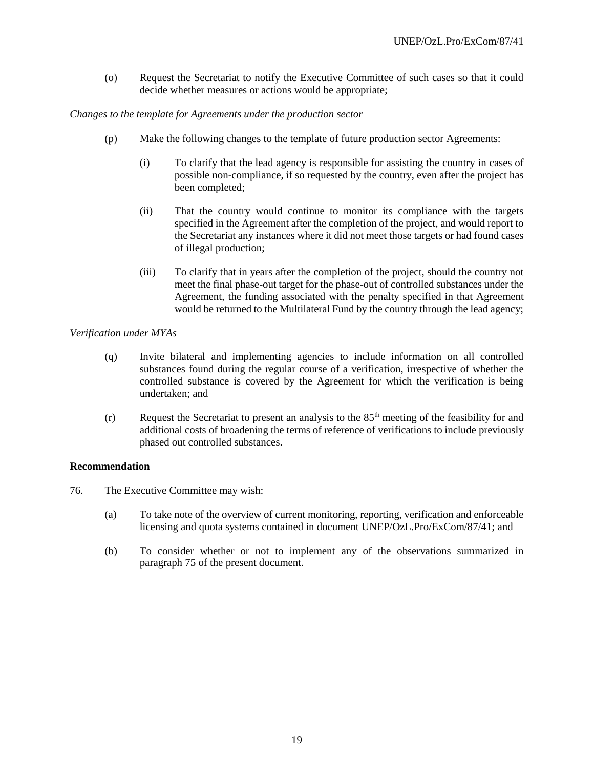(o) Request the Secretariat to notify the Executive Committee of such cases so that it could decide whether measures or actions would be appropriate;

*Changes to the template for Agreements under the production sector*

(p) Make the following changes to the template of future production sector Agreements:

(i) To clarify that the lead agency is responsible for assisting the country in cases of possible non-compliance, if so requested by the country, even after the project has been completed;

(ii) That the country would continue to monitor its compliance with the targets specified in the Agreement after the completion of the project, and would report to the Secretariat any instances where it did not meet those targets or had found cases of illegal production;

(iii) To clarify that in years after the completion of the project, should the country not meet the final phase-out target for the phase-out of controlled substances under the Agreement, the funding associated with the penalty specified in that Agreement would be returned to the Multilateral Fund by the country through the lead agency;

*Verification under MYAs*

(q) Invite bilateral and implementing agencies to include information on all controlled substances found during the regular course of a verification, irrespective of whether the controlled substance is covered by the Agreement for which the verification is being undertaken; and

(r) Request the Secretariat to present an analysis to the 85th meeting of the feasibility for and additional costs of broadening the terms of reference of verifications to include previously phased out controlled substances.

**Recommendation**

76. The Executive Committee may wish:

(a) To take note of the overview of current monitoring, reporting, verification and enforceable licensing and quota systems contained in document UNEP/OzL.Pro/ExCom/87/41; and

(b) To consider whether or not to implement any of the observations summarized in paragraph 75 of the present document.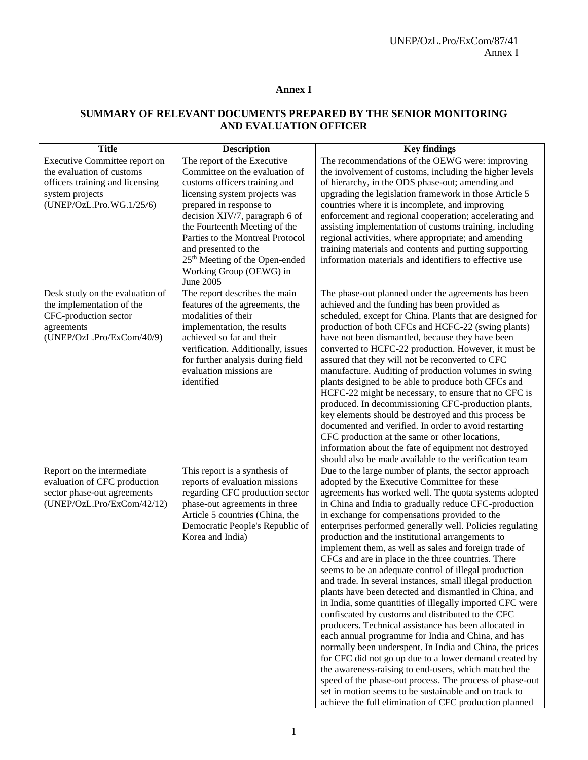# Annex I

## SUMMARY OF RELEVANT DOCUMENTS PREPARED BY THE SENIOR MONITORING AND EVALUATION OFFICER

| Title | Description | Key findings |
|---|---|---|
| Executive Committee report on the evaluation of customs officers training and licensing system projects (UNEP/OzL.Pro.WG.1/25/6) | The report of the Executive Committee on the evaluation of customs officers training and licensing system projects was prepared in response to decision XIV/7, paragraph 6 of the Fourteenth Meeting of the Parties to the Montreal Protocol and presented to the 25th Meeting of the Open-ended Working Group (OEWG) in June 2005 | The recommendations of the OEWG were: improving the involvement of customs, including the higher levels of hierarchy, in the ODS phase-out; amending and upgrading the legislation framework in those Article 5 countries where it is incomplete, and improving enforcement and regional cooperation; accelerating and assisting implementation of customs training, including regional activities, where appropriate; and amending training materials and contents and putting supporting information materials and identifiers to effective use |
| Desk study on the evaluation of the implementation of the CFC-production sector agreements (UNEP/OzL.Pro/ExCom/40/9) | The report describes the main features of the agreements, the modalities of their implementation, the results achieved so far and their verification. Additionally, issues for further analysis during field evaluation missions are identified | The phase-out planned under the agreements has been achieved and the funding has been provided as scheduled, except for China. Plants that are designed for production of both CFCs and HCFC-22 (swing plants) have not been dismantled, because they have been converted to HCFC-22 production. However, it must be assured that they will not be reconverted to CFC manufacture. Auditing of production volumes in swing plants designed to be able to produce both CFCs and HCFC-22 might be necessary, to ensure that no CFC is produced. In decommissioning CFC-production plants, key elements should be destroyed and this process be documented and verified. In order to avoid restarting CFC production at the same or other locations, information about the fate of equipment not destroyed should also be made available to the verification team |
| Report on the intermediate evaluation of CFC production sector phase-out agreements (UNEP/OzL.Pro/ExCom/42/12) | This report is a synthesis of reports of evaluation missions regarding CFC production sector phase-out agreements in three Article 5 countries (China, the Democratic People's Republic of Korea and India) | Due to the large number of plants, the sector approach adopted by the Executive Committee for these agreements has worked well. The quota systems adopted in China and India to gradually reduce CFC-production in exchange for compensations provided to the enterprises performed generally well. Policies regulating production and the institutional arrangements to implement them, as well as sales and foreign trade of CFCs and are in place in the three countries. There seems to be an adequate control of illegal production and trade. In several instances, small illegal production plants have been detected and dismantled in China, and in India, some quantities of illegally imported CFC were confiscated by customs and distributed to the CFC producers. Technical assistance has been allocated in each annual programme for India and China, and has normally been underspent. In India and China, the prices for CFC did not go up due to a lower demand created by the awareness-raising to end-users, which matched the speed of the phase-out process. The process of phase-out set in motion seems to be sustainable and on track to achieve the full elimination of CFC production planned |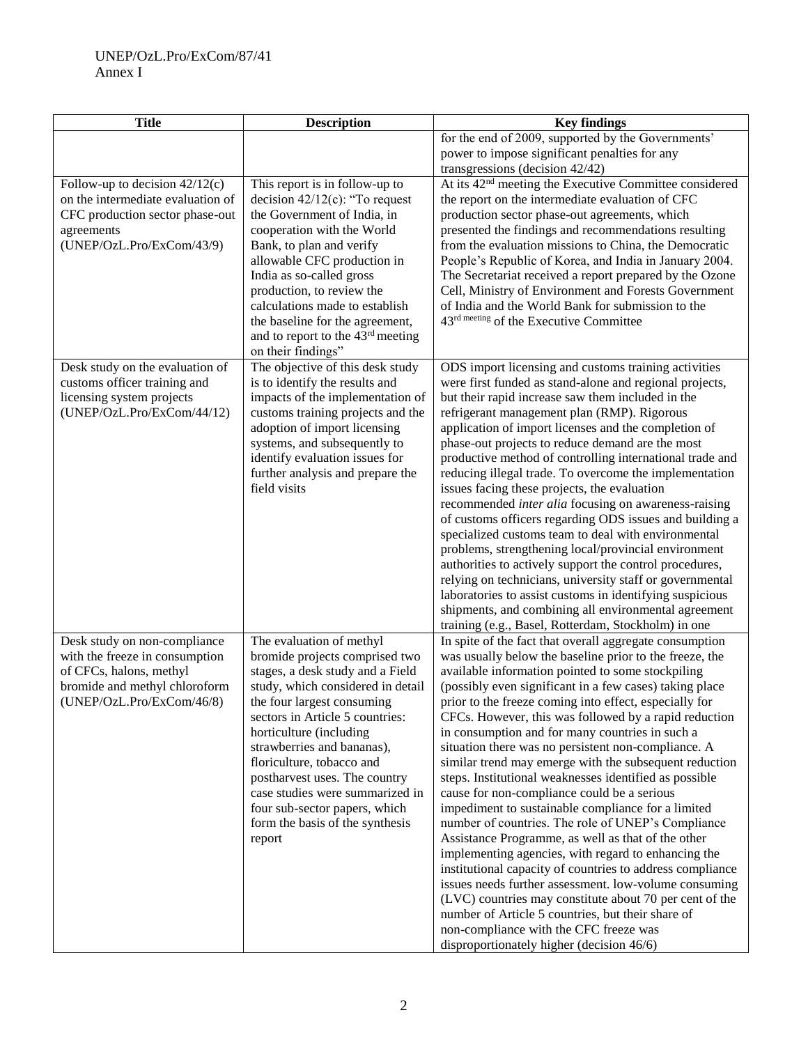| Title | Description | Key findings |
|---|---|---|
| | | for the end of 2009, supported by the Governments' power to impose significant penalties for any transgressions (decision 42/42) |
| Follow-up to decision 42/12(c) on the intermediate evaluation of CFC production sector phase-out agreements (UNEP/OzL.Pro/ExCom/43/9) | This report is in follow-up to decision 42/12(c): "To request the Government of India, in cooperation with the World Bank, to plan and verify allowable CFC production in India as so-called gross production, to review the calculations made to establish the baseline for the agreement, and to report to the 43rd meeting on their findings" | At its 42nd meeting the Executive Committee considered the report on the intermediate evaluation of CFC production sector phase-out agreements, which presented the findings and recommendations resulting from the evaluation missions to China, the Democratic People's Republic of Korea, and India in January 2004. The Secretariat received a report prepared by the Ozone Cell, Ministry of Environment and Forests Government of India and the World Bank for submission to the 43rd meeting of the Executive Committee |
| Desk study on the evaluation of customs officer training and licensing system projects (UNEP/OzL.Pro/ExCom/44/12) | The objective of this desk study is to identify the results and impacts of the implementation of customs training projects and the adoption of import licensing systems, and subsequently to identify evaluation issues for further analysis and prepare the field visits | ODS import licensing and customs training activities were first funded as stand-alone and regional projects, but their rapid increase saw them included in the refrigerant management plan (RMP). Rigorous application of import licenses and the completion of phase-out projects to reduce demand are the most productive method of controlling international trade and reducing illegal trade. To overcome the implementation issues facing these projects, the evaluation recommended *inter alia* focusing on awareness-raising of customs officers regarding ODS issues and building a specialized customs team to deal with environmental problems, strengthening local/provincial environment authorities to actively support the control procedures, relying on technicians, university staff or governmental laboratories to assist customs in identifying suspicious shipments, and combining all environmental agreement training (e.g., Basel, Rotterdam, Stockholm) in one |
| Desk study on non-compliance with the freeze in consumption of CFCs, halons, methyl bromide and methyl chloroform (UNEP/OzL.Pro/ExCom/46/8) | The evaluation of methyl bromide projects comprised two stages, a desk study and a Field study, which considered in detail the four largest consuming sectors in Article 5 countries: horticulture (including strawberries and bananas), floriculture, tobacco and postharvest uses. The country case studies were summarized in four sub-sector papers, which form the basis of the synthesis report | In spite of the fact that overall aggregate consumption was usually below the baseline prior to the freeze, the available information pointed to some stockpiling (possibly even significant in a few cases) taking place prior to the freeze coming into effect, especially for CFCs. However, this was followed by a rapid reduction in consumption and for many countries in such a situation there was no persistent non-compliance. A similar trend may emerge with the subsequent reduction steps. Institutional weaknesses identified as possible cause for non-compliance could be a serious impediment to sustainable compliance for a limited number of countries. The role of UNEP's Compliance Assistance Programme, as well as that of the other implementing agencies, with regard to enhancing the institutional capacity of countries to address compliance issues needs further assessment. low-volume consuming (LVC) countries may constitute about 70 per cent of the number of Article 5 countries, but their share of non-compliance with the CFC freeze was disproportionately higher (decision 46/6) |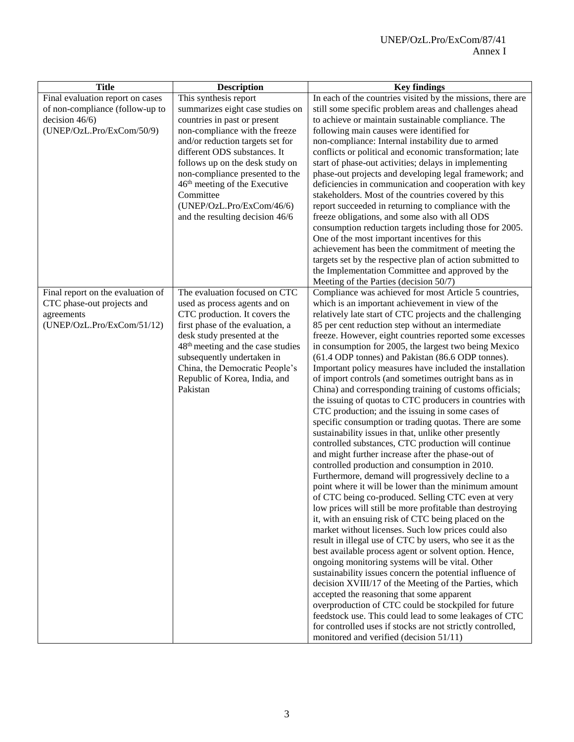| Title | Description | Key findings |
|---|---|---|
| Final evaluation report on cases of non-compliance (follow-up to decision 46/6) (UNEP/OzL.Pro/ExCom/50/9) | This synthesis report summarizes eight case studies on countries in past or present non-compliance with the freeze and/or reduction targets set for different ODS substances. It follows up on the desk study on non-compliance presented to the 46th meeting of the Executive Committee (UNEP/OzL.Pro/ExCom/46/6) and the resulting decision 46/6 | In each of the countries visited by the missions, there are still some specific problem areas and challenges ahead to achieve or maintain sustainable compliance. The following main causes were identified for non-compliance: Internal instability due to armed conflicts or political and economic transformation; late start of phase-out activities; delays in implementing phase-out projects and developing legal framework; and deficiencies in communication and cooperation with key stakeholders. Most of the countries covered by this report succeeded in returning to compliance with the freeze obligations, and some also with all ODS consumption reduction targets including those for 2005. One of the most important incentives for this achievement has been the commitment of meeting the targets set by the respective plan of action submitted to the Implementation Committee and approved by the Meeting of the Parties (decision 50/7) |
| Final report on the evaluation of CTC phase-out projects and agreements (UNEP/OzL.Pro/ExCom/51/12) | The evaluation focused on CTC used as process agents and on CTC production. It covers the first phase of the evaluation, a desk study presented at the 48th meeting and the case studies subsequently undertaken in China, the Democratic People's Republic of Korea, India, and Pakistan | Compliance was achieved for most Article 5 countries, which is an important achievement in view of the relatively late start of CTC projects and the challenging 85 per cent reduction step without an intermediate freeze. However, eight countries reported some excesses in consumption for 2005, the largest two being Mexico (61.4 ODP tonnes) and Pakistan (86.6 ODP tonnes). Important policy measures have included the installation of import controls (and sometimes outright bans as in China) and corresponding training of customs officials; the issuing of quotas to CTC producers in countries with CTC production; and the issuing in some cases of specific consumption or trading quotas. There are some sustainability issues in that, unlike other presently controlled substances, CTC production will continue and might further increase after the phase-out of controlled production and consumption in 2010. Furthermore, demand will progressively decline to a point where it will be lower than the minimum amount of CTC being co-produced. Selling CTC even at very low prices will still be more profitable than destroying it, with an ensuing risk of CTC being placed on the market without licenses. Such low prices could also result in illegal use of CTC by users, who see it as the best available process agent or solvent option. Hence, ongoing monitoring systems will be vital. Other sustainability issues concern the potential influence of decision XVIII/17 of the Meeting of the Parties, which accepted the reasoning that some apparent overproduction of CTC could be stockpiled for future feedstock use. This could lead to some leakages of CTC for controlled uses if stocks are not strictly controlled, monitored and verified (decision 51/11) |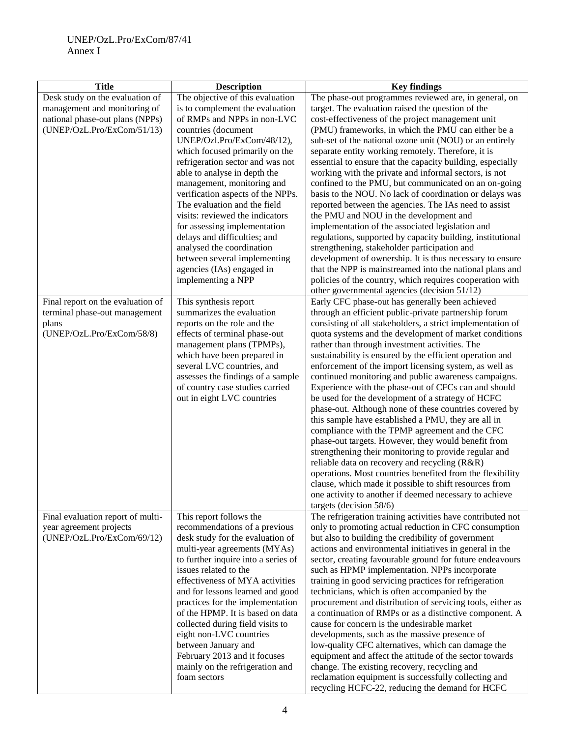| Title | Description | Key findings |
|---|---|---|
| Desk study on the evaluation of management and monitoring of national phase-out plans (NPPs) (UNEP/OzL.Pro/ExCom/51/13) | The objective of this evaluation is to complement the evaluation of RMPs and NPPs in non-LVC countries (document UNEP/Ozl.Pro/ExCom/48/12), which focused primarily on the refrigeration sector and was not able to analyse in depth the management, monitoring and verification aspects of the NPPs. The evaluation and the field visits: reviewed the indicators for assessing implementation delays and difficulties; and analysed the coordination between several implementing agencies (IAs) engaged in implementing a NPP | The phase-out programmes reviewed are, in general, on target. The evaluation raised the question of the cost-effectiveness of the project management unit (PMU) frameworks, in which the PMU can either be a sub-set of the national ozone unit (NOU) or an entirely separate entity working remotely. Therefore, it is essential to ensure that the capacity building, especially working with the private and informal sectors, is not confined to the PMU, but communicated on an on-going basis to the NOU. No lack of coordination or delays was reported between the agencies. The IAs need to assist the PMU and NOU in the development and implementation of the associated legislation and regulations, supported by capacity building, institutional strengthening, stakeholder participation and development of ownership. It is thus necessary to ensure that the NPP is mainstreamed into the national plans and policies of the country, which requires cooperation with other governmental agencies (decision 51/12) |
| Final report on the evaluation of terminal phase-out management plans (UNEP/OzL.Pro/ExCom/58/8) | This synthesis report summarizes the evaluation reports on the role and the effects of terminal phase-out management plans (TPMPs), which have been prepared in several LVC countries, and assesses the findings of a sample of country case studies carried out in eight LVC countries | Early CFC phase-out has generally been achieved through an efficient public-private partnership forum consisting of all stakeholders, a strict implementation of quota systems and the development of market conditions rather than through investment activities. The sustainability is ensured by the efficient operation and enforcement of the import licensing system, as well as continued monitoring and public awareness campaigns. Experience with the phase-out of CFCs can and should be used for the development of a strategy of HCFC phase-out. Although none of these countries covered by this sample have established a PMU, they are all in compliance with the TPMP agreement and the CFC phase-out targets. However, they would benefit from strengthening their monitoring to provide regular and reliable data on recovery and recycling (R&R) operations. Most countries benefited from the flexibility clause, which made it possible to shift resources from one activity to another if deemed necessary to achieve targets (decision 58/6) |
| Final evaluation report of multi-year agreement projects (UNEP/OzL.Pro/ExCom/69/12) | This report follows the recommendations of a previous desk study for the evaluation of multi-year agreements (MYAs) to further inquire into a series of issues related to the effectiveness of MYA activities and for lessons learned and good practices for the implementation of the HPMP. It is based on data collected during field visits to eight non-LVC countries between January and February 2013 and it focuses mainly on the refrigeration and foam sectors | The refrigeration training activities have contributed not only to promoting actual reduction in CFC consumption but also to building the credibility of government actions and environmental initiatives in general in the sector, creating favourable ground for future endeavours such as HPMP implementation. NPPs incorporate training in good servicing practices for refrigeration technicians, which is often accompanied by the procurement and distribution of servicing tools, either as a continuation of RMPs or as a distinctive component. A cause for concern is the undesirable market developments, such as the massive presence of low-quality CFC alternatives, which can damage the equipment and affect the attitude of the sector towards change. The existing recovery, recycling and reclamation equipment is successfully collecting and recycling HCFC-22, reducing the demand for HCFC |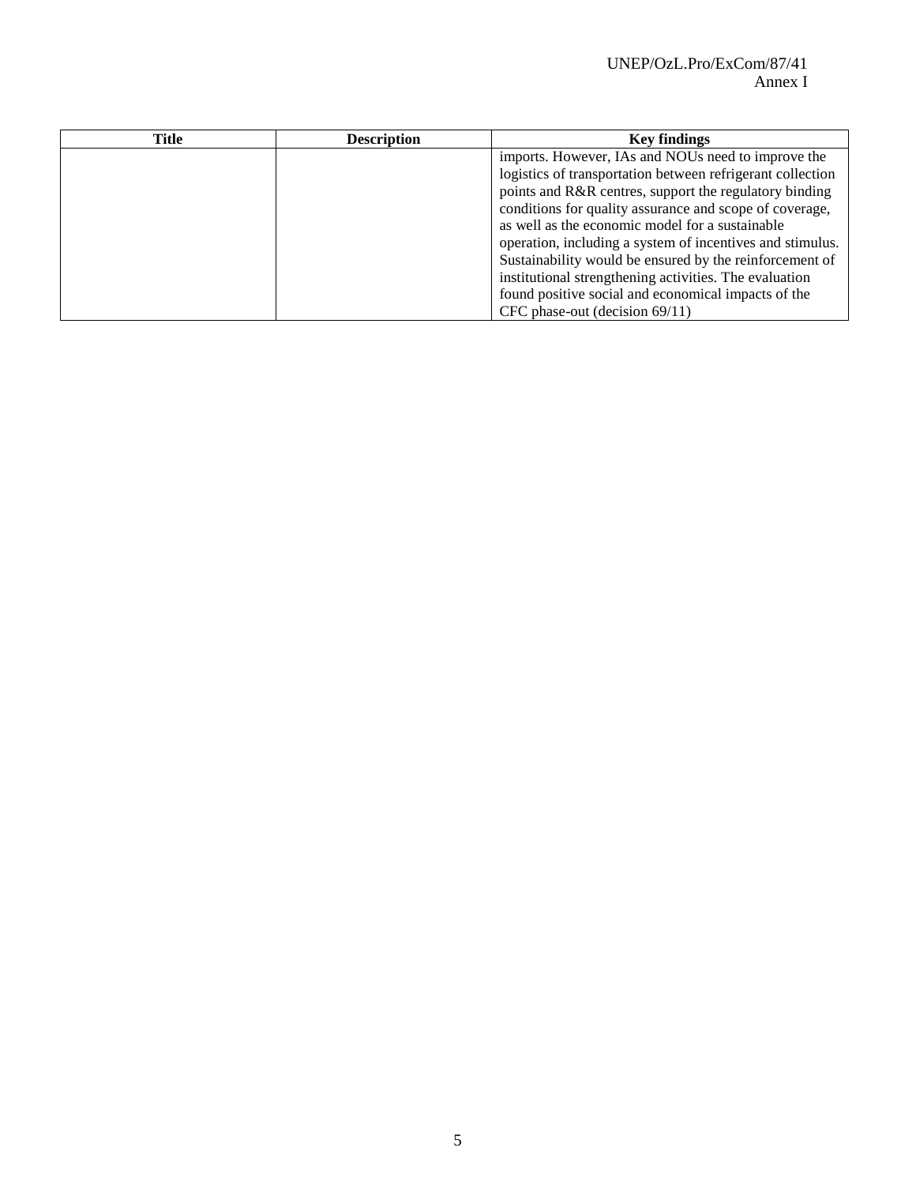| Title | Description | Key findings |
|---|---|---|
| | | imports. However, IAs and NOUs need to improve the logistics of transportation between refrigerant collection points and R&R centres, support the regulatory binding conditions for quality assurance and scope of coverage, as well as the economic model for a sustainable operation, including a system of incentives and stimulus. Sustainability would be ensured by the reinforcement of institutional strengthening activities. The evaluation found positive social and economical impacts of the CFC phase-out (decision 69/11) |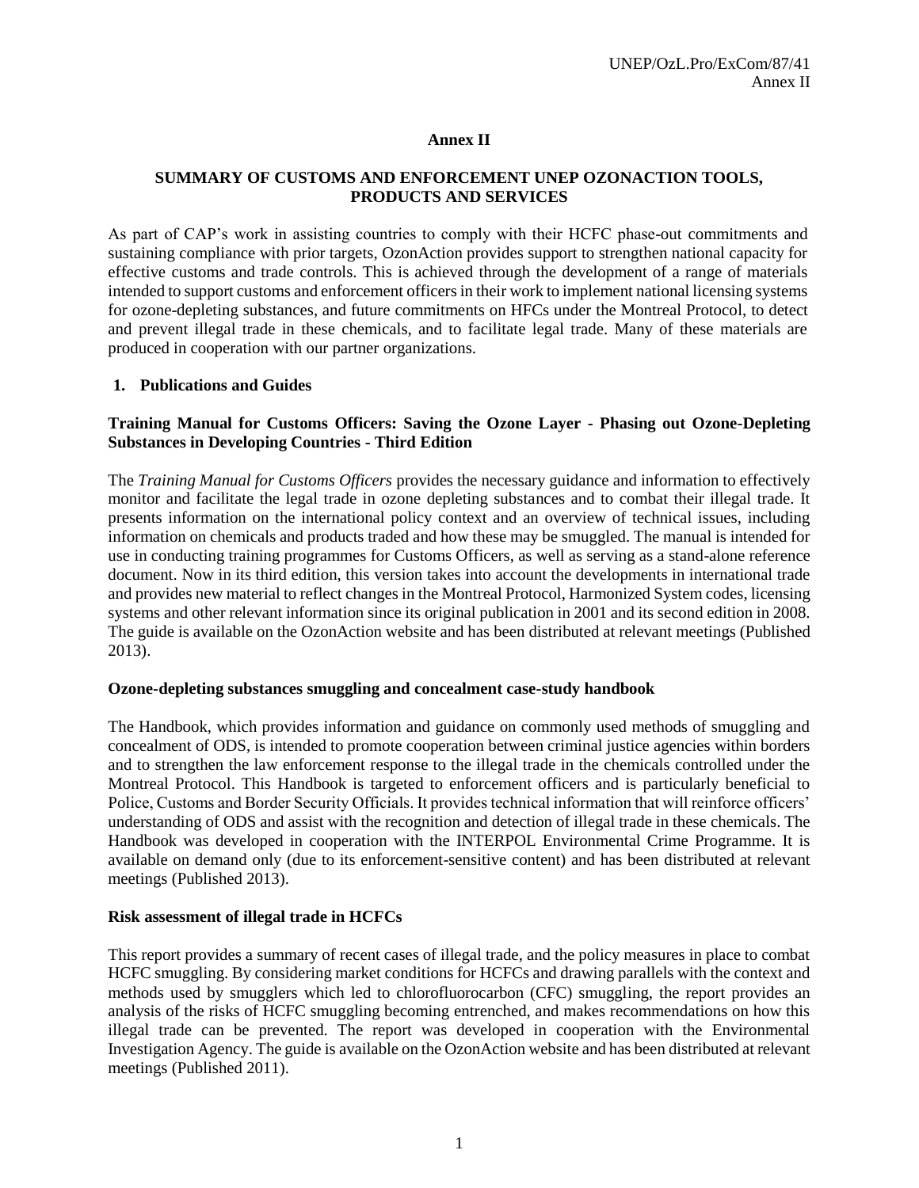# Annex II

## SUMMARY OF CUSTOMS AND ENFORCEMENT UNEP OZONACTION TOOLS, PRODUCTS AND SERVICES

As part of CAP's work in assisting countries to comply with their HCFC phase-out commitments and sustaining compliance with prior targets, OzonAction provides support to strengthen national capacity for effective customs and trade controls. This is achieved through the development of a range of materials intended to support customs and enforcement officers in their work to implement national licensing systems for ozone-depleting substances, and future commitments on HFCs under the Montreal Protocol, to detect and prevent illegal trade in these chemicals, and to facilitate legal trade. Many of these materials are produced in cooperation with our partner organizations.

### 1. Publications and Guides

**Training Manual for Customs Officers: Saving the Ozone Layer - Phasing out Ozone-Depleting Substances in Developing Countries - Third Edition**

The *Training Manual for Customs Officers* provides the necessary guidance and information to effectively monitor and facilitate the legal trade in ozone depleting substances and to combat their illegal trade. It presents information on the international policy context and an overview of technical issues, including information on chemicals and products traded and how these may be smuggled. The manual is intended for use in conducting training programmes for Customs Officers, as well as serving as a stand-alone reference document. Now in its third edition, this version takes into account the developments in international trade and provides new material to reflect changes in the Montreal Protocol, Harmonized System codes, licensing systems and other relevant information since its original publication in 2001 and its second edition in 2008. The guide is available on the OzonAction website and has been distributed at relevant meetings (Published 2013).

**Ozone-depleting substances smuggling and concealment case-study handbook**

The Handbook, which provides information and guidance on commonly used methods of smuggling and concealment of ODS, is intended to promote cooperation between criminal justice agencies within borders and to strengthen the law enforcement response to the illegal trade in the chemicals controlled under the Montreal Protocol. This Handbook is targeted to enforcement officers and is particularly beneficial to Police, Customs and Border Security Officials. It provides technical information that will reinforce officers' understanding of ODS and assist with the recognition and detection of illegal trade in these chemicals. The Handbook was developed in cooperation with the INTERPOL Environmental Crime Programme. It is available on demand only (due to its enforcement-sensitive content) and has been distributed at relevant meetings (Published 2013).

**Risk assessment of illegal trade in HCFCs**

This report provides a summary of recent cases of illegal trade, and the policy measures in place to combat HCFC smuggling. By considering market conditions for HCFCs and drawing parallels with the context and methods used by smugglers which led to chlorofluorocarbon (CFC) smuggling, the report provides an analysis of the risks of HCFC smuggling becoming entrenched, and makes recommendations on how this illegal trade can be prevented. The report was developed in cooperation with the Environmental Investigation Agency. The guide is available on the OzonAction website and has been distributed at relevant meetings (Published 2011).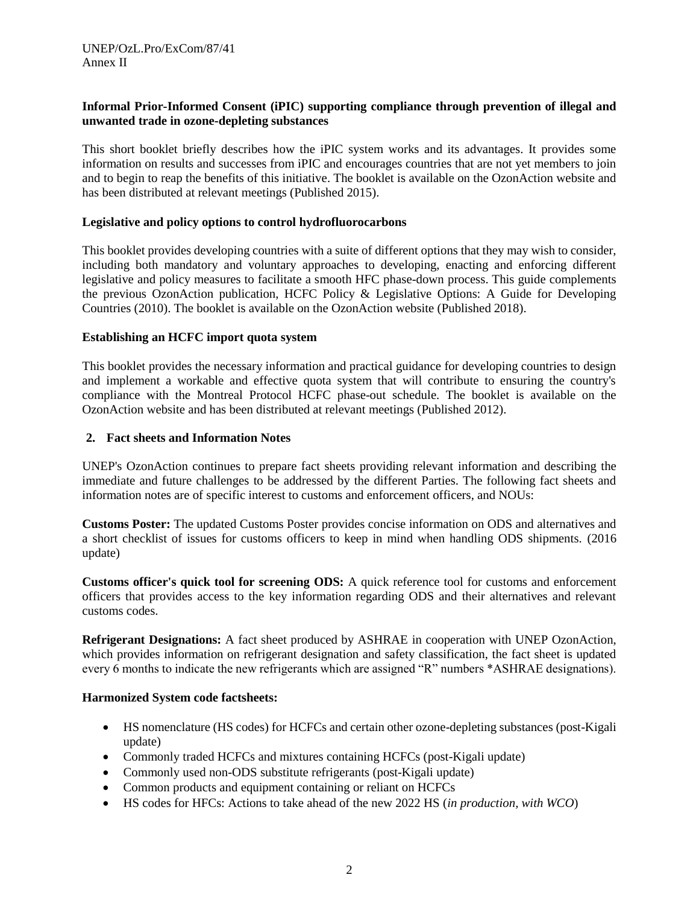**Informal Prior-Informed Consent (iPIC) supporting compliance through prevention of illegal and unwanted trade in ozone-depleting substances**

This short booklet briefly describes how the iPIC system works and its advantages. It provides some information on results and successes from iPIC and encourages countries that are not yet members to join and to begin to reap the benefits of this initiative. The booklet is available on the OzonAction website and has been distributed at relevant meetings (Published 2015).

**Legislative and policy options to control hydrofluorocarbons**

This booklet provides developing countries with a suite of different options that they may wish to consider, including both mandatory and voluntary approaches to developing, enacting and enforcing different legislative and policy measures to facilitate a smooth HFC phase-down process. This guide complements the previous OzonAction publication, HCFC Policy & Legislative Options: A Guide for Developing Countries (2010). The booklet is available on the OzonAction website (Published 2018).

**Establishing an HCFC import quota system**

This booklet provides the necessary information and practical guidance for developing countries to design and implement a workable and effective quota system that will contribute to ensuring the country's compliance with the Montreal Protocol HCFC phase-out schedule. The booklet is available on the OzonAction website and has been distributed at relevant meetings (Published 2012).

## 2. Fact sheets and Information Notes

UNEP's OzonAction continues to prepare fact sheets providing relevant information and describing the immediate and future challenges to be addressed by the different Parties. The following fact sheets and information notes are of specific interest to customs and enforcement officers, and NOUs:

**Customs Poster:** The updated Customs Poster provides concise information on ODS and alternatives and a short checklist of issues for customs officers to keep in mind when handling ODS shipments. (2016 update)

**Customs officer's quick tool for screening ODS:** A quick reference tool for customs and enforcement officers that provides access to the key information regarding ODS and their alternatives and relevant customs codes.

**Refrigerant Designations:** A fact sheet produced by ASHRAE in cooperation with UNEP OzonAction, which provides information on refrigerant designation and safety classification, the fact sheet is updated every 6 months to indicate the new refrigerants which are assigned "R" numbers *ASHRAE designations).

**Harmonized System code factsheets:**

- HS nomenclature (HS codes) for HCFCs and certain other ozone-depleting substances (post-Kigali update)
- Commonly traded HCFCs and mixtures containing HCFCs (post-Kigali update)
- Commonly used non-ODS substitute refrigerants (post-Kigali update)
- Common products and equipment containing or reliant on HCFCs
- HS codes for HFCs: Actions to take ahead of the new 2022 HS (*in production, with WCO*)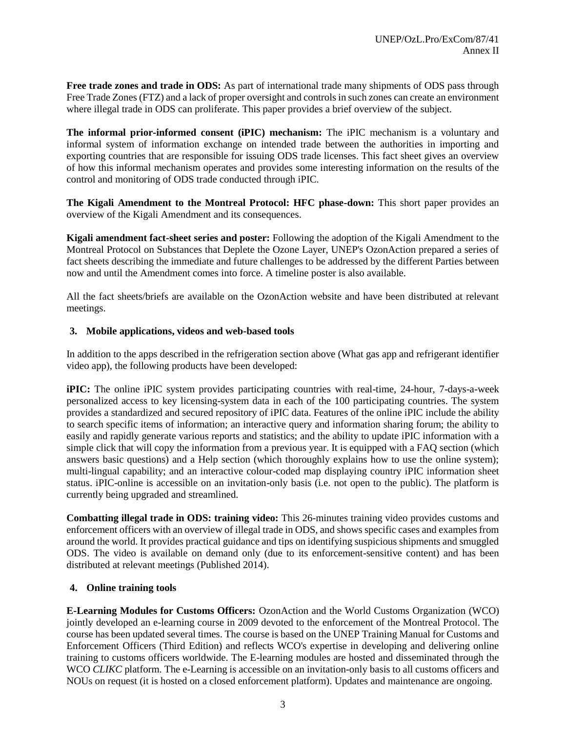**Free trade zones and trade in ODS:** As part of international trade many shipments of ODS pass through Free Trade Zones (FTZ) and a lack of proper oversight and controls in such zones can create an environment where illegal trade in ODS can proliferate. This paper provides a brief overview of the subject.

**The informal prior-informed consent (iPIC) mechanism:** The iPIC mechanism is a voluntary and informal system of information exchange on intended trade between the authorities in importing and exporting countries that are responsible for issuing ODS trade licenses. This fact sheet gives an overview of how this informal mechanism operates and provides some interesting information on the results of the control and monitoring of ODS trade conducted through iPIC.

**The Kigali Amendment to the Montreal Protocol: HFC phase-down:** This short paper provides an overview of the Kigali Amendment and its consequences.

**Kigali amendment fact-sheet series and poster:** Following the adoption of the Kigali Amendment to the Montreal Protocol on Substances that Deplete the Ozone Layer, UNEP's OzonAction prepared a series of fact sheets describing the immediate and future challenges to be addressed by the different Parties between now and until the Amendment comes into force. A timeline poster is also available.

All the fact sheets/briefs are available on the OzonAction website and have been distributed at relevant meetings.

### 3. Mobile applications, videos and web-based tools

In addition to the apps described in the refrigeration section above (What gas app and refrigerant identifier video app), the following products have been developed:

**iPIC:** The online iPIC system provides participating countries with real-time, 24-hour, 7-days-a-week personalized access to key licensing-system data in each of the 100 participating countries. The system provides a standardized and secured repository of iPIC data. Features of the online iPIC include the ability to search specific items of information; an interactive query and information sharing forum; the ability to easily and rapidly generate various reports and statistics; and the ability to update iPIC information with a simple click that will copy the information from a previous year. It is equipped with a FAQ section (which answers basic questions) and a Help section (which thoroughly explains how to use the online system); multi-lingual capability; and an interactive colour-coded map displaying country iPIC information sheet status. iPIC-online is accessible on an invitation-only basis (i.e. not open to the public). The platform is currently being upgraded and streamlined.

**Combatting illegal trade in ODS: training video:** This 26-minutes training video provides customs and enforcement officers with an overview of illegal trade in ODS, and shows specific cases and examples from around the world. It provides practical guidance and tips on identifying suspicious shipments and smuggled ODS. The video is available on demand only (due to its enforcement-sensitive content) and has been distributed at relevant meetings (Published 2014).

### 4. Online training tools

**E-Learning Modules for Customs Officers:** OzonAction and the World Customs Organization (WCO) jointly developed an e-learning course in 2009 devoted to the enforcement of the Montreal Protocol. The course has been updated several times. The course is based on the UNEP Training Manual for Customs and Enforcement Officers (Third Edition) and reflects WCO's expertise in developing and delivering online training to customs officers worldwide. The E-learning modules are hosted and disseminated through the WCO *CLIKC* platform. The e-Learning is accessible on an invitation-only basis to all customs officers and NOUs on request (it is hosted on a closed enforcement platform). Updates and maintenance are ongoing.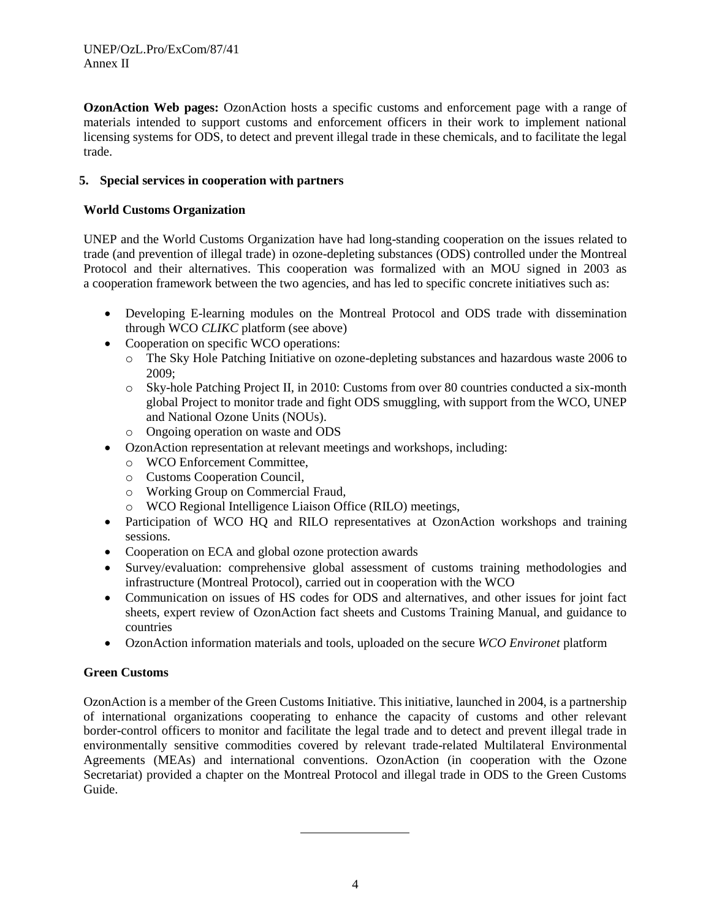**OzonAction Web pages:** OzonAction hosts a specific customs and enforcement page with a range of materials intended to support customs and enforcement officers in their work to implement national licensing systems for ODS, to detect and prevent illegal trade in these chemicals, and to facilitate the legal trade.

## 5. Special services in cooperation with partners

### World Customs Organization

UNEP and the World Customs Organization have had long-standing cooperation on the issues related to trade (and prevention of illegal trade) in ozone-depleting substances (ODS) controlled under the Montreal Protocol and their alternatives. This cooperation was formalized with an MOU signed in 2003 as a cooperation framework between the two agencies, and has led to specific concrete initiatives such as:

- Developing E-learning modules on the Montreal Protocol and ODS trade with dissemination through WCO *CLIKC* platform (see above)
- Cooperation on specific WCO operations:
  - The Sky Hole Patching Initiative on ozone-depleting substances and hazardous waste 2006 to 2009;
  - Sky-hole Patching Project II, in 2010: Customs from over 80 countries conducted a six-month global Project to monitor trade and fight ODS smuggling, with support from the WCO, UNEP and National Ozone Units (NOUs).
  - Ongoing operation on waste and ODS
- OzonAction representation at relevant meetings and workshops, including:
  - WCO Enforcement Committee,
  - Customs Cooperation Council,
  - Working Group on Commercial Fraud,
  - WCO Regional Intelligence Liaison Office (RILO) meetings,
- Participation of WCO HQ and RILO representatives at OzonAction workshops and training sessions.
- Cooperation on ECA and global ozone protection awards
- Survey/evaluation: comprehensive global assessment of customs training methodologies and infrastructure (Montreal Protocol), carried out in cooperation with the WCO
- Communication on issues of HS codes for ODS and alternatives, and other issues for joint fact sheets, expert review of OzonAction fact sheets and Customs Training Manual, and guidance to countries
- OzonAction information materials and tools, uploaded on the secure *WCO Environet* platform

### Green Customs

OzonAction is a member of the Green Customs Initiative. This initiative, launched in 2004, is a partnership of international organizations cooperating to enhance the capacity of customs and other relevant border-control officers to monitor and facilitate the legal trade and to detect and prevent illegal trade in environmentally sensitive commodities covered by relevant trade-related Multilateral Environmental Agreements (MEAs) and international conventions. OzonAction (in cooperation with the Ozone Secretariat) provided a chapter on the Montreal Protocol and illegal trade in ODS to the Green Customs Guide.